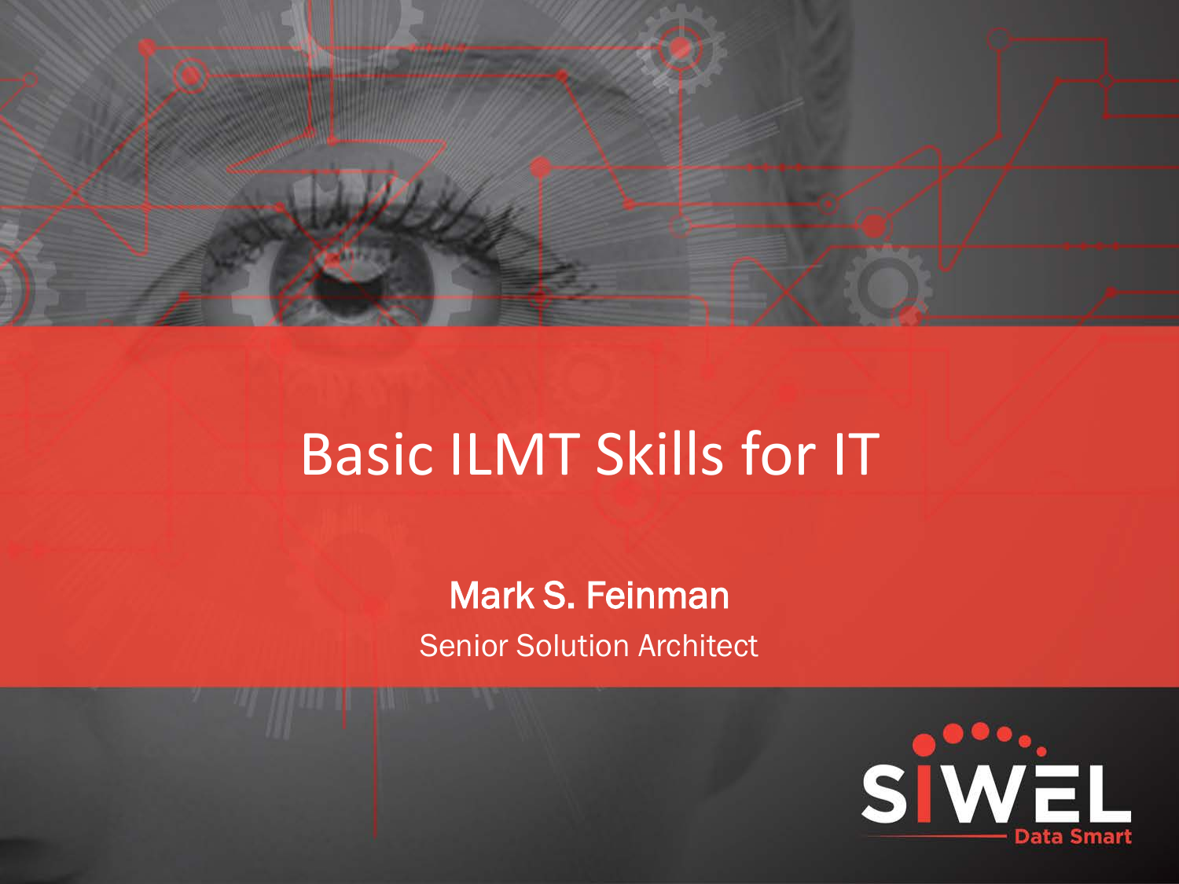# Basic ILMT Skills for IT

**Mark S. Feinman**

Senior Solution Architect

SIWEL Data Smart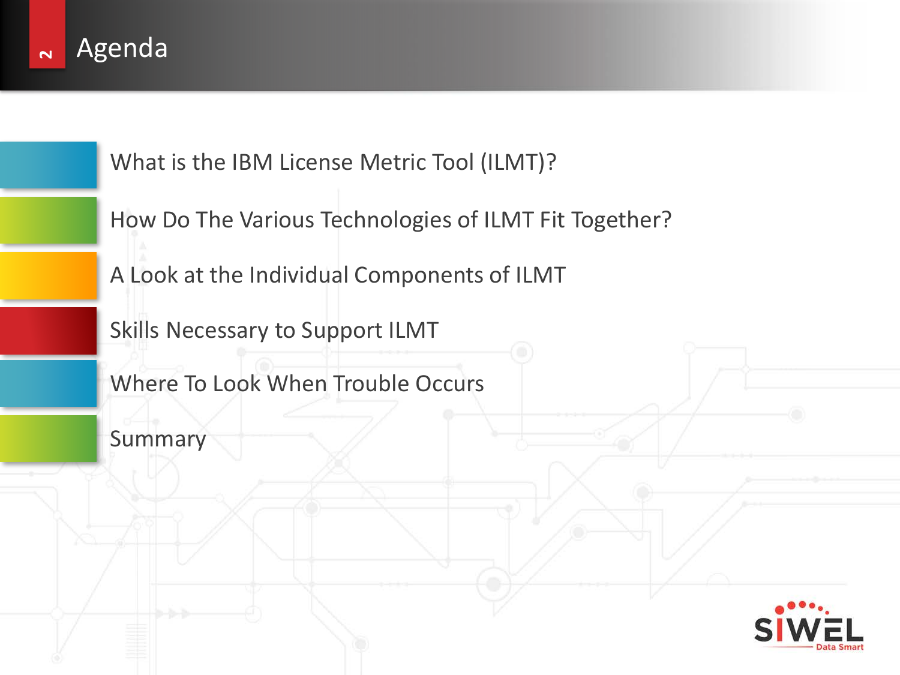# Agenda

- What is the IBM License Metric Tool (ILMT)?
- How Do The Various Technologies of ILMT Fit Together?
- A Look at the Individual Components of ILMT
- Skills Necessary to Support ILMT
- Where To Look When Trouble Occurs
- Summary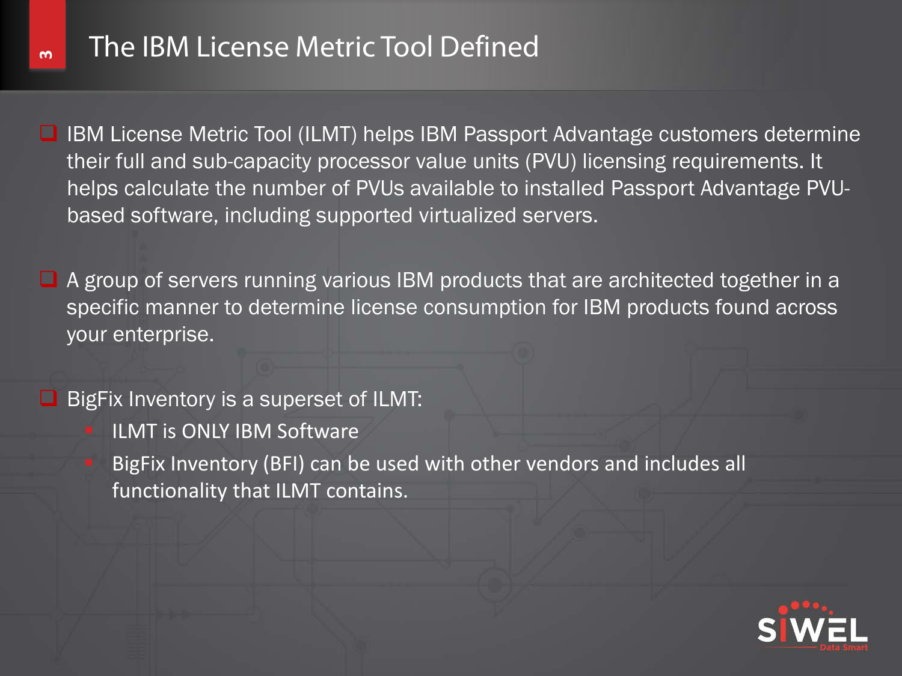# The IBM License Metric Tool Defined

- IBM License Metric Tool (ILMT) helps IBM Passport Advantage customers determine their full and sub-capacity processor value units (PVU) licensing requirements. It helps calculate the number of PVUs available to installed Passport Advantage PVU-based software, including supported virtualized servers.

- A group of servers running various IBM products that are architected together in a specific manner to determine license consumption for IBM products found across your enterprise.

- BigFix Inventory is a superset of ILMT:
  - ILMT is ONLY IBM Software
  - BigFix Inventory (BFI) can be used with other vendors and includes all functionality that ILMT contains.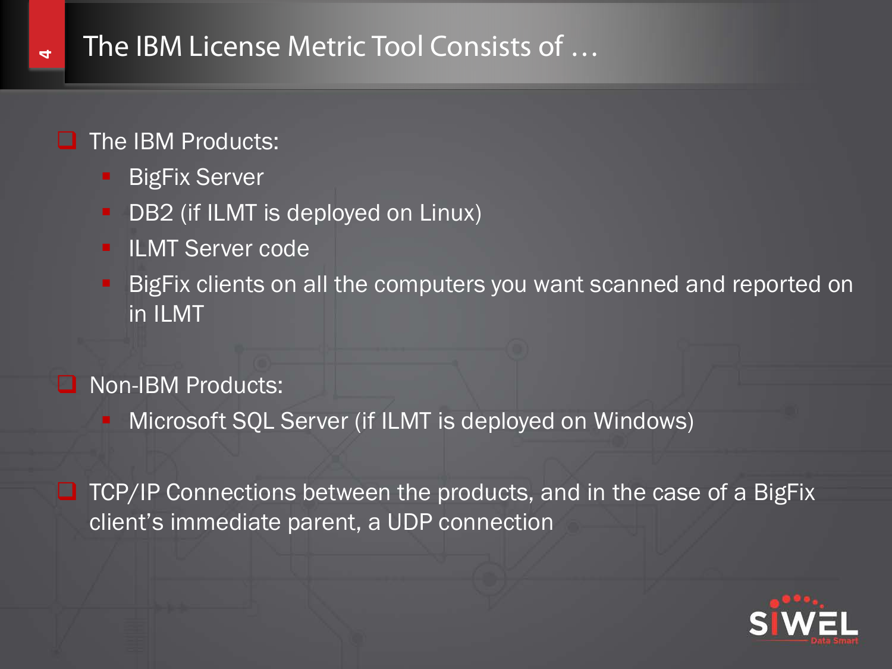# The IBM License Metric Tool Consists of …

- The IBM Products:
  - BigFix Server
  - DB2 (if ILMT is deployed on Linux)
  - ILMT Server code
  - BigFix clients on all the computers you want scanned and reported on in ILMT
- Non-IBM Products:
  - Microsoft SQL Server (if ILMT is deployed on Windows)
- TCP/IP Connections between the products, and in the case of a BigFix client's immediate parent, a UDP connection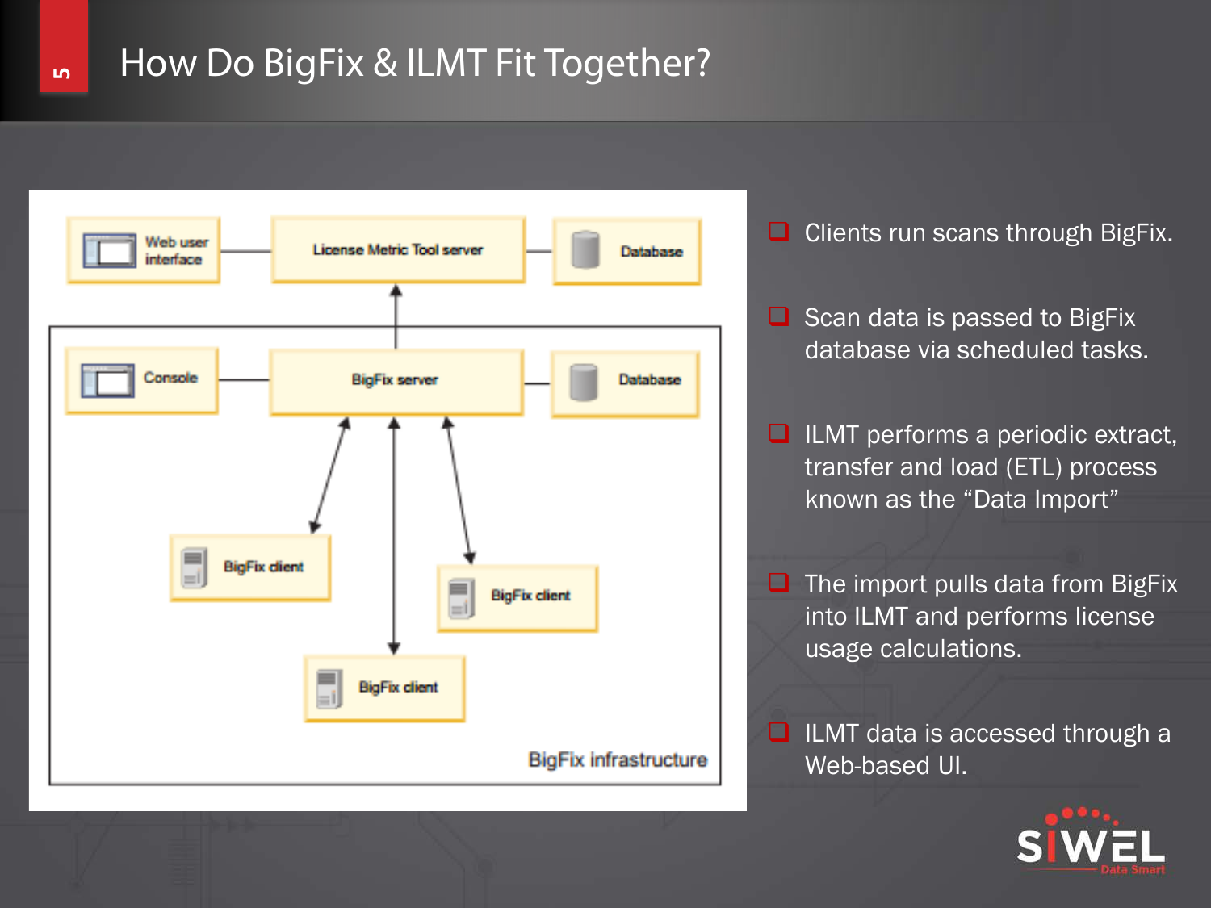# How Do BigFix & ILMT Fit Together?

Web user interface — License Metric Tool server — Database

Console — BigFix server — Database

BigFix client

BigFix client

BigFix client

BigFix infrastructure

- Clients run scans through BigFix.
- Scan data is passed to BigFix database via scheduled tasks.
- ILMT performs a periodic extract, transfer and load (ETL) process known as the “Data Import”
- The import pulls data from BigFix into ILMT and performs license usage calculations.
- ILMT data is accessed through a Web-based UI.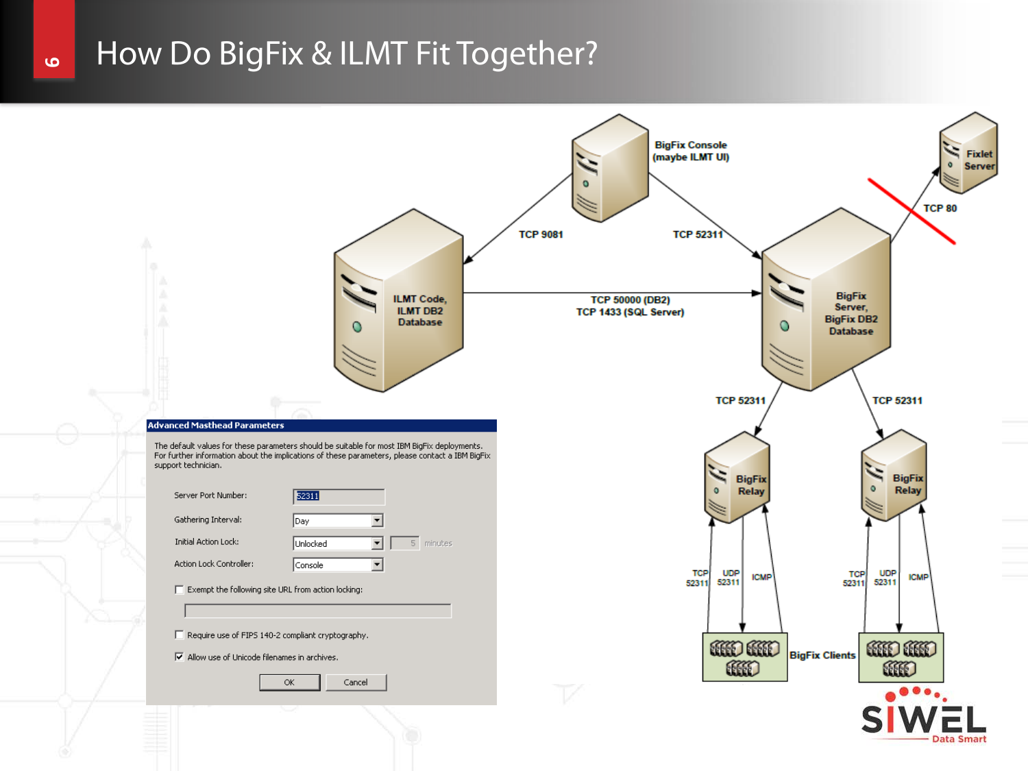# How Do BigFix & ILMT Fit Together?

BigFix Console (maybe ILMT UI)

Fixlet Server

TCP 80

TCP 9081

TCP 52311

ILMT Code, ILMT DB2 Database

TCP 50000 (DB2)
TCP 1433 (SQL Server)

BigFix Server, BigFix DB2 Database

TCP 52311

TCP 52311

BigFix Relay

BigFix Relay

TCP 52311

UDP 52311

ICMP

TCP 52311

UDP 52311

ICMP

BigFix Clients

**Advanced Masthead Parameters**

The default values for these parameters should be suitable for most IBM BigFix deployments. For further information about the implications of these parameters, please contact a IBM BigFix support technician.

Server Port Number: 52311

Gathering Interval: Day

Initial Action Lock: Unlocked 5 minutes

Action Lock Controller: Console

☐ Exempt the following site URL from action locking:

☐ Require use of FIPS 140-2 compliant cryptography.

☑ Allow use of Unicode filenames in archives.

OK Cancel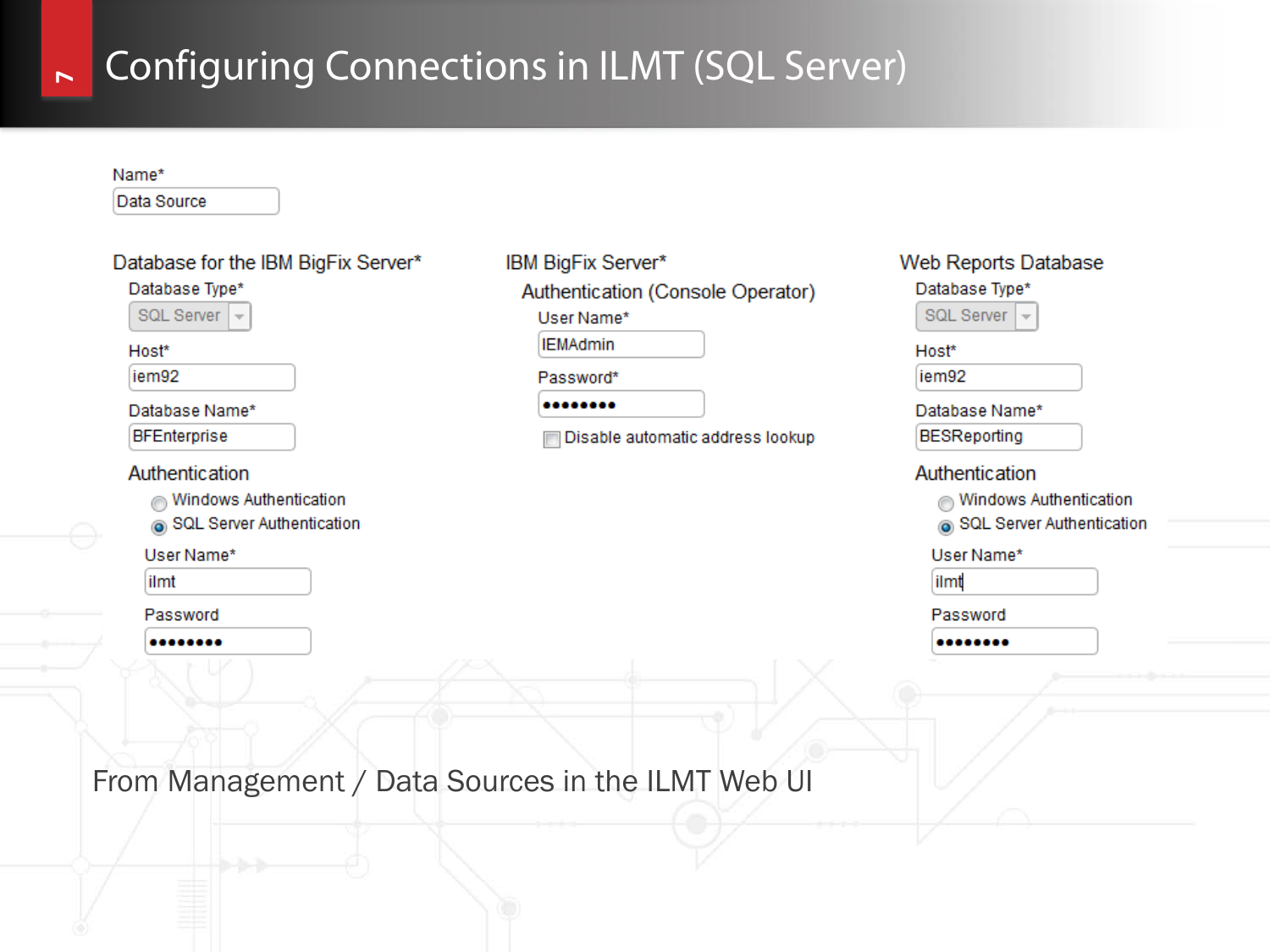# Configuring Connections in ILMT (SQL Server)

Name*
Data Source

**Database for the IBM BigFix Server***

Database Type*
SQL Server

Host*
iem92

Database Name*
BFEnterprise

Authentication

- Windows Authentication
- SQL Server Authentication

User Name*
ilmt

Password
••••••••

**IBM BigFix Server***

Authentication (Console Operator)

User Name*
IEMAdmin

Password*
••••••••

- Disable automatic address lookup

**Web Reports Database**

Database Type*
SQL Server

Host*
iem92

Database Name*
BESReporting

Authentication

- Windows Authentication
- SQL Server Authentication

User Name*
ilmt

Password
••••••••

From Management / Data Sources in the ILMT Web UI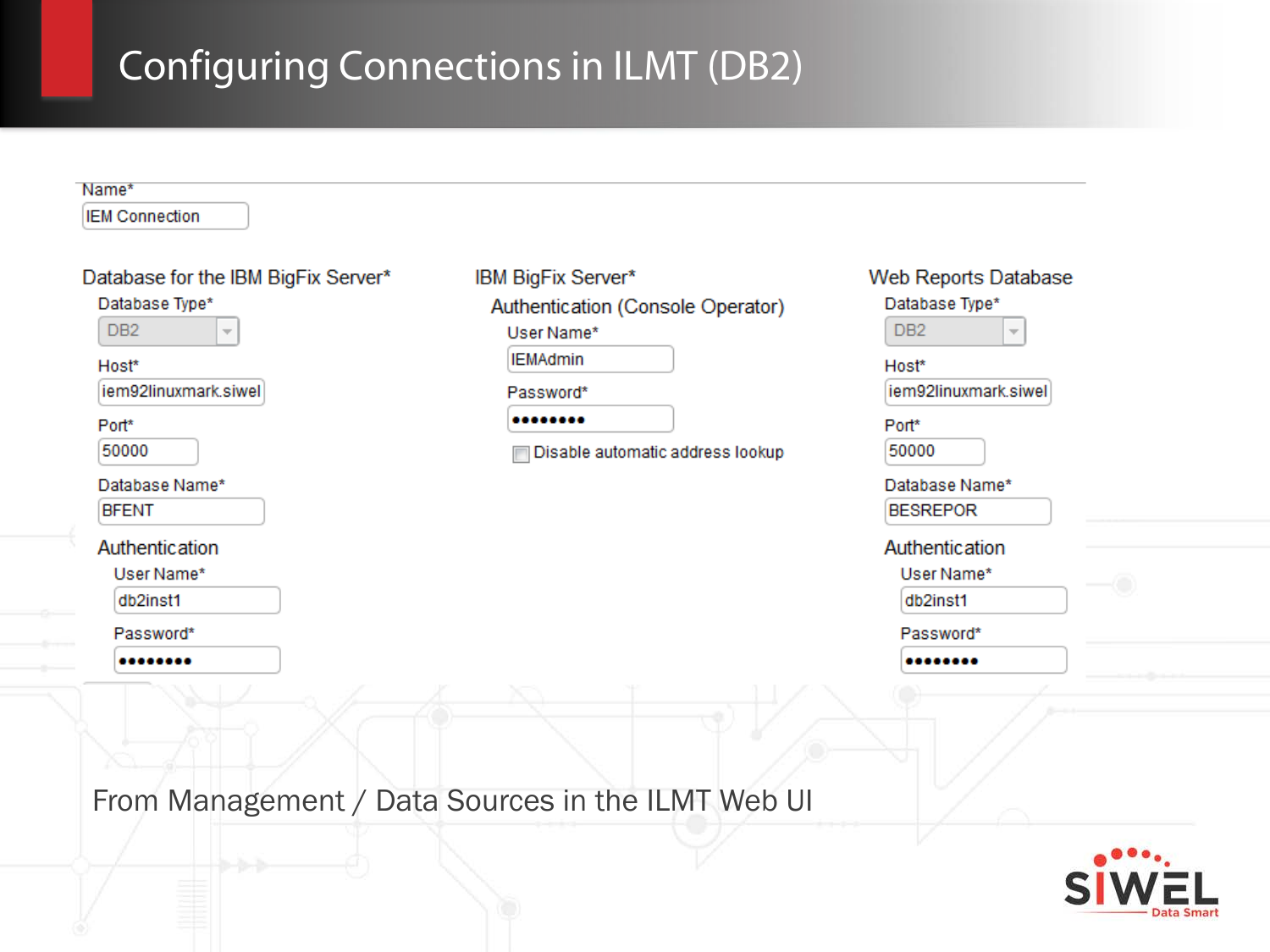# Configuring Connections in ILMT (DB2)

Name*
IEM Connection

**Database for the IBM BigFix Server***

- Database Type*: DB2
- Host*: iem92linuxmark.siwel
- Port*: 50000
- Database Name*: BFENT
- Authentication
  - User Name*: db2inst1
  - Password*: ••••••••

**IBM BigFix Server***

- Authentication (Console Operator)
  - User Name*: IEMAdmin
  - Password*: ••••••••
  - Disable automatic address lookup

**Web Reports Database**

- Database Type*: DB2
- Host*: iem92linuxmark.siwel
- Port*: 50000
- Database Name*: BESREPOR
- Authentication
  - User Name*: db2inst1
  - Password*: ••••••••

From Management / Data Sources in the ILMT Web UI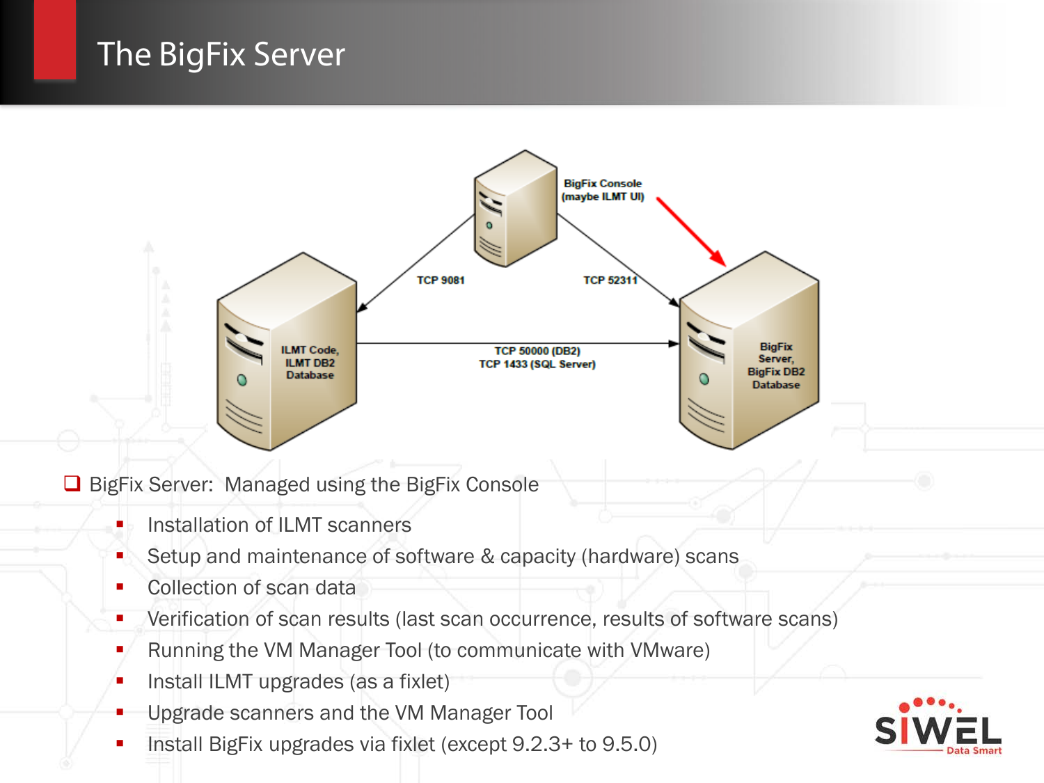# The BigFix Server

BigFix Console (maybe ILMT UI)

TCP 9081

TCP 52311

ILMT Code, ILMT DB2 Database

TCP 50000 (DB2)
TCP 1433 (SQL Server)

BigFix Server, BigFix DB2 Database

- BigFix Server: Managed using the BigFix Console
  - Installation of ILMT scanners
  - Setup and maintenance of software & capacity (hardware) scans
  - Collection of scan data
  - Verification of scan results (last scan occurrence, results of software scans)
  - Running the VM Manager Tool (to communicate with VMware)
  - Install ILMT upgrades (as a fixlet)
  - Upgrade scanners and the VM Manager Tool
  - Install BigFix upgrades via fixlet (except 9.2.3+ to 9.5.0)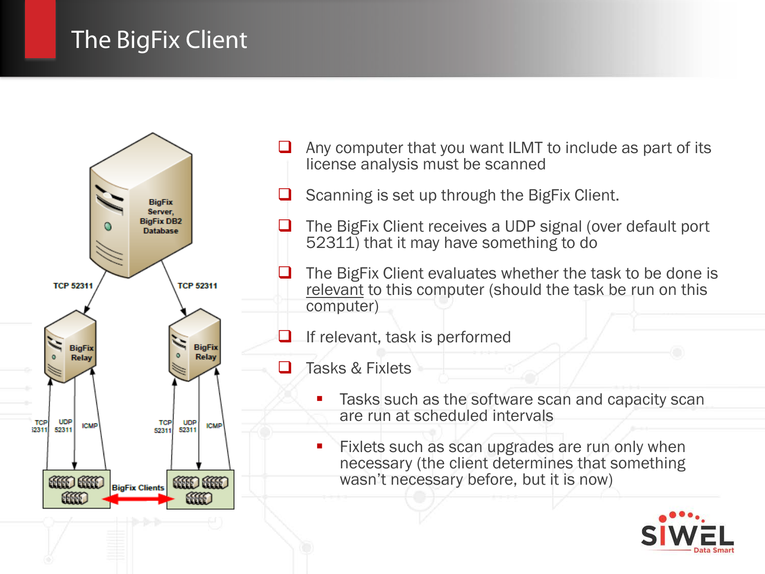# The BigFix Client

- Any computer that you want ILMT to include as part of its license analysis must be scanned
- Scanning is set up through the BigFix Client.
- The BigFix Client receives a UDP signal (over default port 52311) that it may have something to do
- The BigFix Client evaluates whether the task to be done is relevant to this computer (should the task be run on this computer)
- If relevant, task is performed
- Tasks & Fixlets
  - Tasks such as the software scan and capacity scan are run at scheduled intervals
  - Fixlets such as scan upgrades are run only when necessary (the client determines that something wasn't necessary before, but it is now)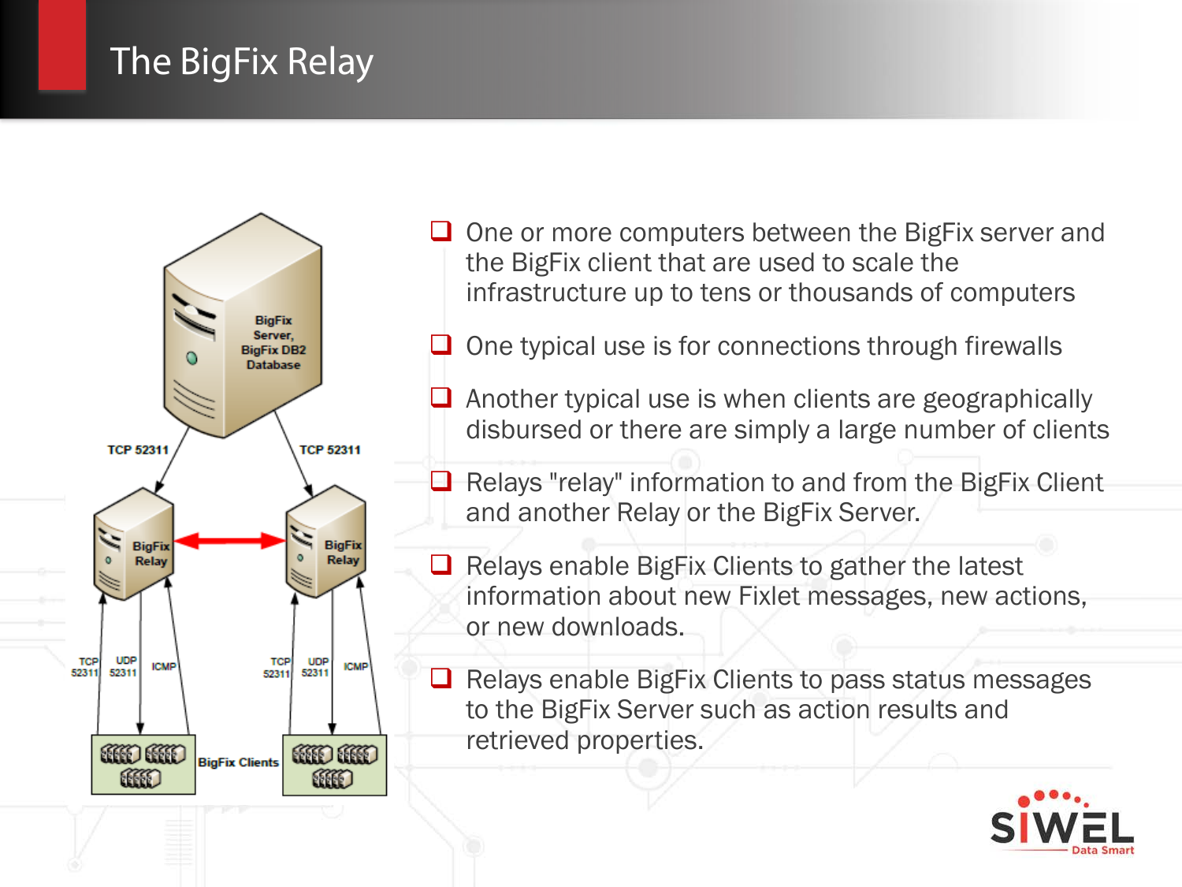# The BigFix Relay

- One or more computers between the BigFix server and the BigFix client that are used to scale the infrastructure up to tens or thousands of computers
- One typical use is for connections through firewalls
- Another typical use is when clients are geographically disbursed or there are simply a large number of clients
- Relays "relay" information to and from the BigFix Client and another Relay or the BigFix Server.
- Relays enable BigFix Clients to gather the latest information about new Fixlet messages, new actions, or new downloads.
- Relays enable BigFix Clients to pass status messages to the BigFix Server such as action results and retrieved properties.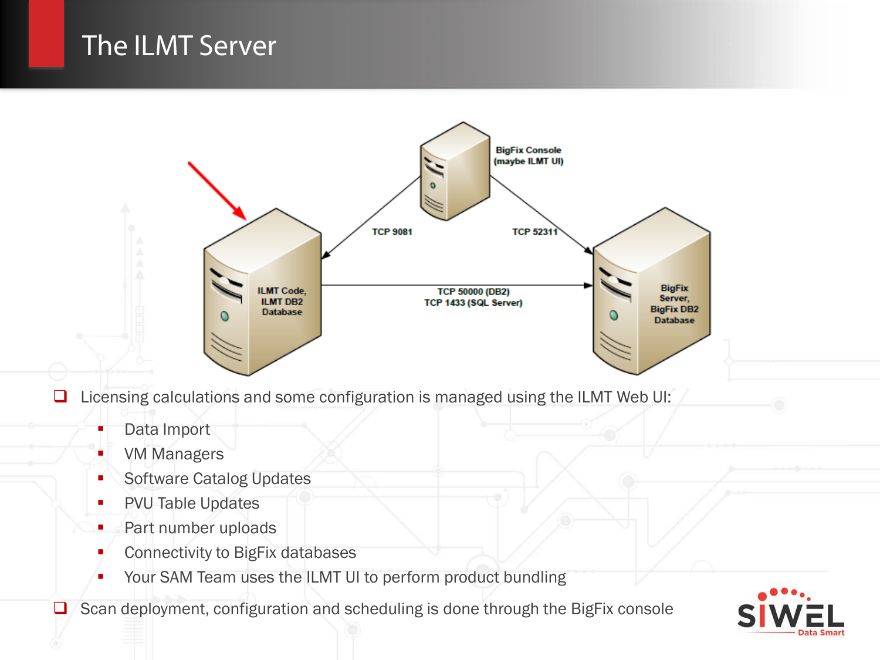# The ILMT Server

BigFix Console (maybe ILMT UI)

TCP 9081

TCP 52311

ILMT Code, ILMT DB2 Database

TCP 50000 (DB2)
TCP 1433 (SQL Server)

BigFix Server, BigFix DB2 Database

- Licensing calculations and some configuration is managed using the ILMT Web UI:
  - Data Import
  - VM Managers
  - Software Catalog Updates
  - PVU Table Updates
  - Part number uploads
  - Connectivity to BigFix databases
  - Your SAM Team uses the ILMT UI to perform product bundling
- Scan deployment, configuration and scheduling is done through the BigFix console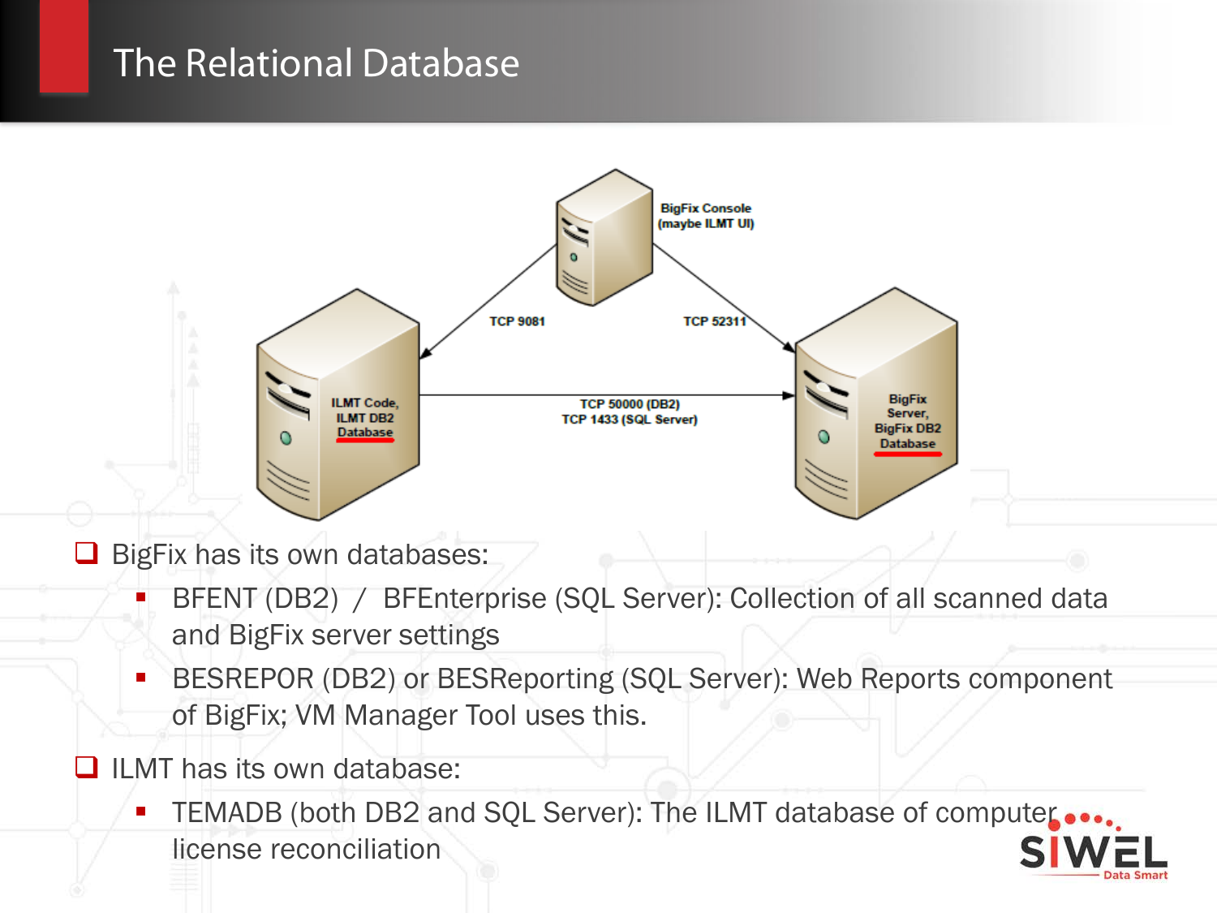# The Relational Database

- BigFix has its own databases:
  - BFENT (DB2) / BFEnterprise (SQL Server): Collection of all scanned data and BigFix server settings
  - BESREPOR (DB2) or BESReporting (SQL Server): Web Reports component of BigFix; VM Manager Tool uses this.
- ILMT has its own database:
  - TEMADB (both DB2 and SQL Server): The ILMT database of computer license reconciliation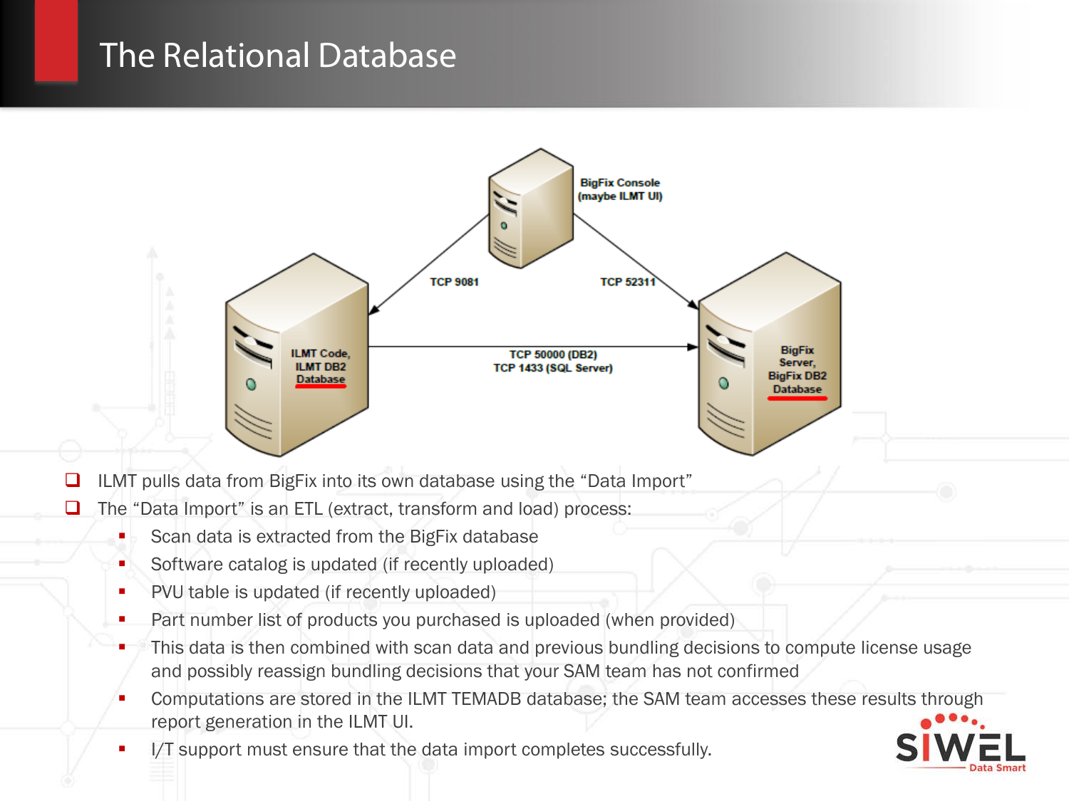# The Relational Database

BigFix Console (maybe ILMT UI)

TCP 9081

TCP 52311

ILMT Code, ILMT DB2 Database

TCP 50000 (DB2)
TCP 1433 (SQL Server)

BigFix Server, BigFix DB2 Database

- ILMT pulls data from BigFix into its own database using the “Data Import”
- The “Data Import” is an ETL (extract, transform and load) process:
  - Scan data is extracted from the BigFix database
  - Software catalog is updated (if recently uploaded)
  - PVU table is updated (if recently uploaded)
  - Part number list of products you purchased is uploaded (when provided)
  - This data is then combined with scan data and previous bundling decisions to compute license usage and possibly reassign bundling decisions that your SAM team has not confirmed
  - Computations are stored in the ILMT TEMADB database; the SAM team accesses these results through report generation in the ILMT UI.
  - I/T support must ensure that the data import completes successfully.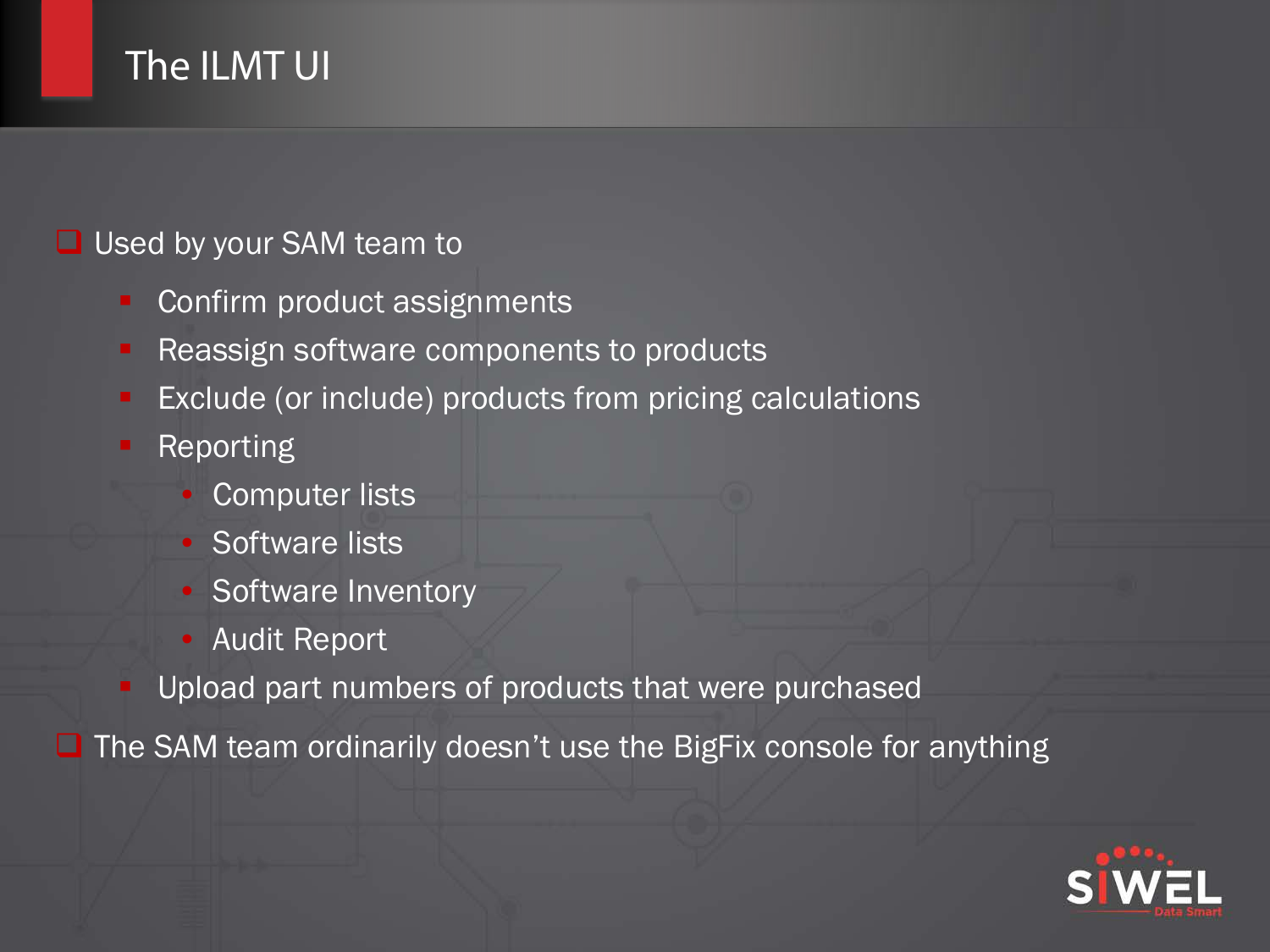# The ILMT UI

- Used by your SAM team to
  - Confirm product assignments
  - Reassign software components to products
  - Exclude (or include) products from pricing calculations
  - Reporting
    - Computer lists
    - Software lists
    - Software Inventory
    - Audit Report
  - Upload part numbers of products that were purchased
- The SAM team ordinarily doesn't use the BigFix console for anything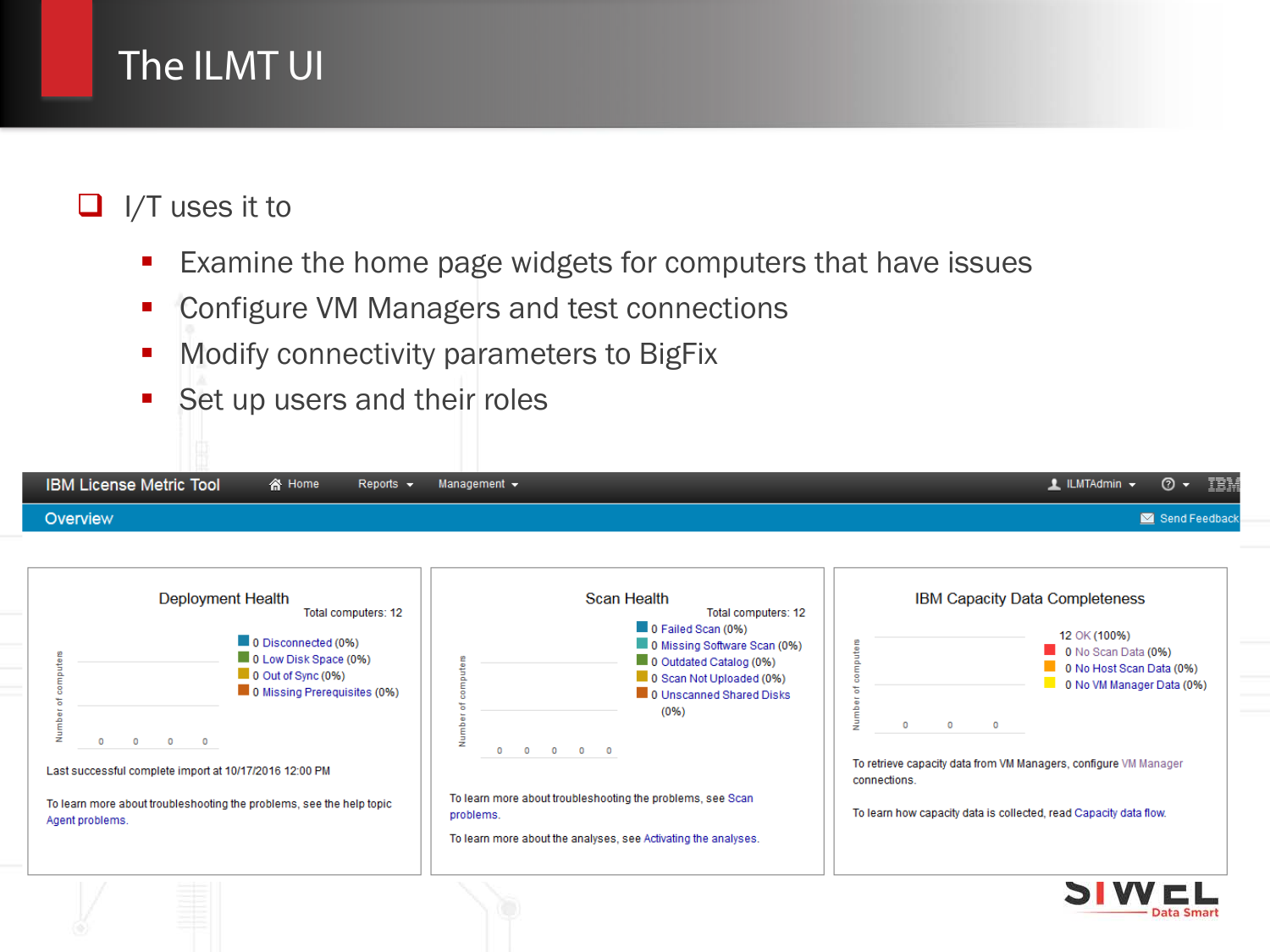# The ILMT UI

- I/T uses it to
  - Examine the home page widgets for computers that have issues
  - Configure VM Managers and test connections
  - Modify connectivity parameters to BigFix
  - Set up users and their roles

IBM License Metric Tool | Home | Reports | Management | ILMTAdmin

Overview | Send Feedback

**Deployment Health**

Total computers: 12

- 0 Disconnected (0%)
- 0 Low Disk Space (0%)
- 0 Out of Sync (0%)
- 0 Missing Prerequisites (0%)

Last successful complete import at 10/17/2016 12:00 PM

To learn more about troubleshooting the problems, see the help topic Agent problems.

**Scan Health**

Total computers: 12

- 0 Failed Scan (0%)
- 0 Missing Software Scan (0%)
- 0 Outdated Catalog (0%)
- 0 Scan Not Uploaded (0%)
- 0 Unscanned Shared Disks (0%)

To learn more about troubleshooting the problems, see Scan problems.

To learn more about the analyses, see Activating the analyses.

**IBM Capacity Data Completeness**

- 12 OK (100%)
- 0 No Scan Data (0%)
- 0 No Host Scan Data (0%)
- 0 No VM Manager Data (0%)

To retrieve capacity data from VM Managers, configure VM Manager connections.

To learn how capacity data is collected, read Capacity data flow.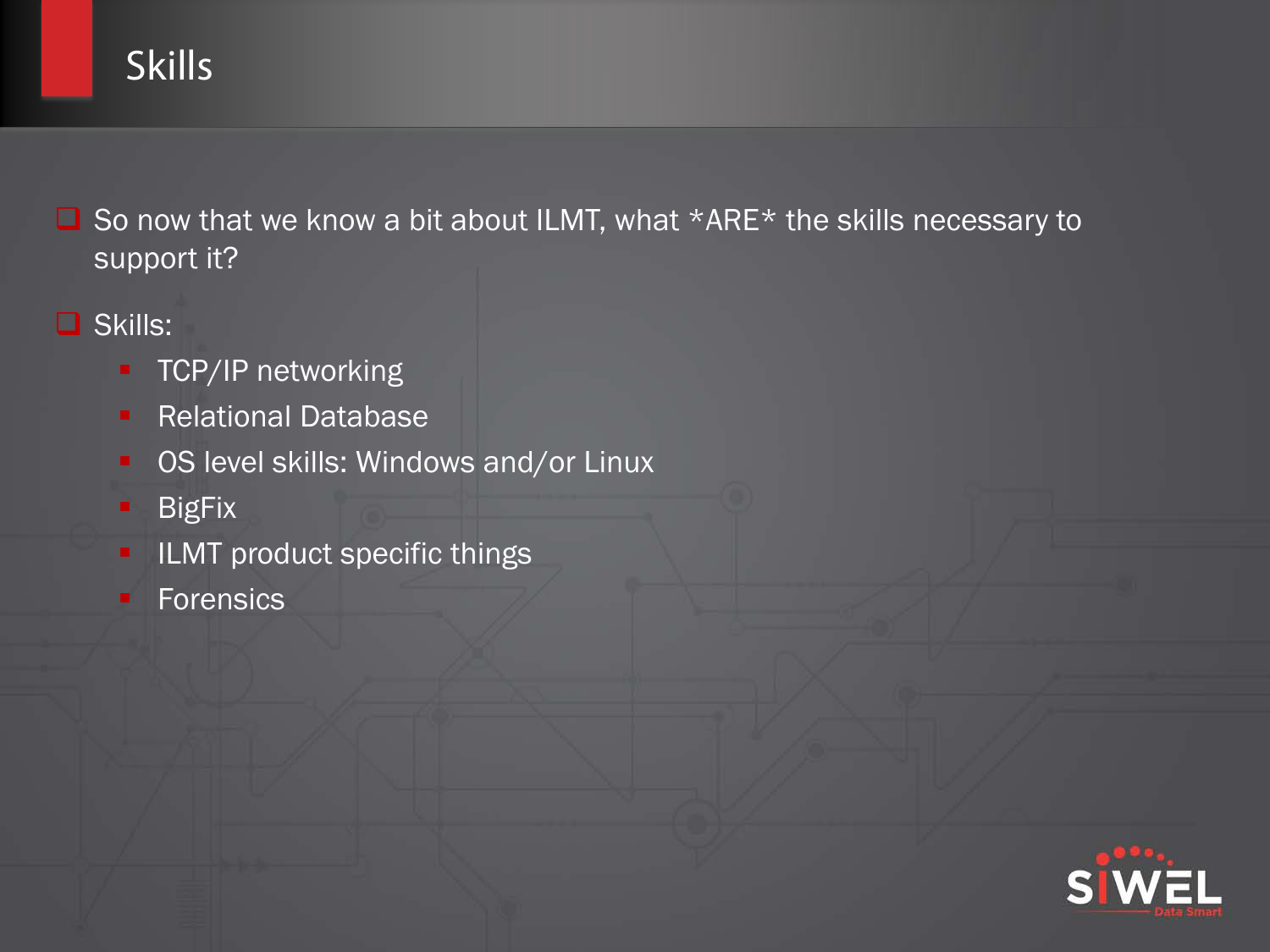# Skills

- So now that we know a bit about ILMT, what *ARE* the skills necessary to support it?
- Skills:
  - TCP/IP networking
  - Relational Database
  - OS level skills: Windows and/or Linux
  - BigFix
  - ILMT product specific things
  - Forensics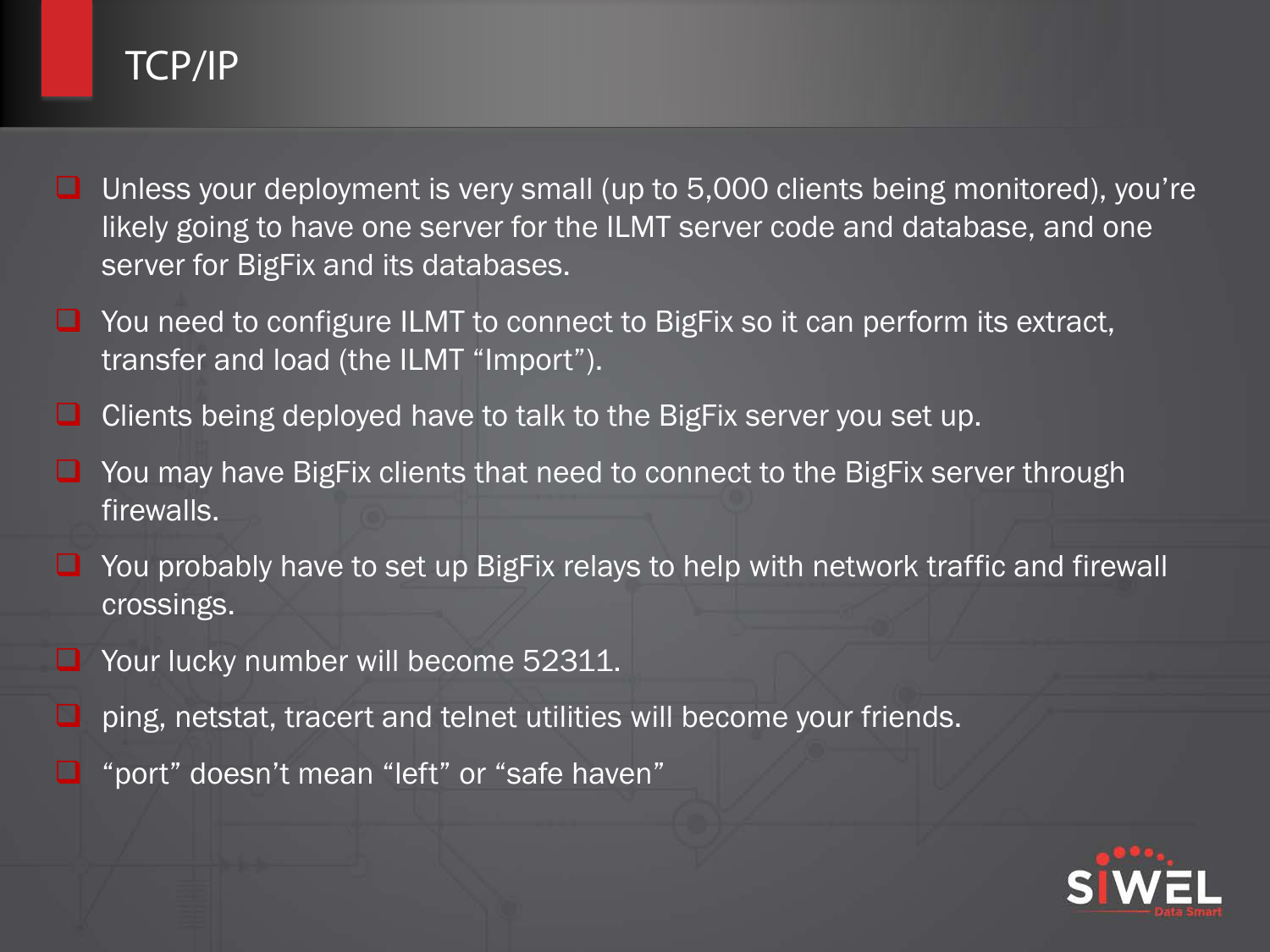# TCP/IP

- Unless your deployment is very small (up to 5,000 clients being monitored), you're likely going to have one server for the ILMT server code and database, and one server for BigFix and its databases.
- You need to configure ILMT to connect to BigFix so it can perform its extract, transfer and load (the ILMT "Import").
- Clients being deployed have to talk to the BigFix server you set up.
- You may have BigFix clients that need to connect to the BigFix server through firewalls.
- You probably have to set up BigFix relays to help with network traffic and firewall crossings.
- Your lucky number will become 52311.
- ping, netstat, tracert and telnet utilities will become your friends.
- "port" doesn't mean "left" or "safe haven"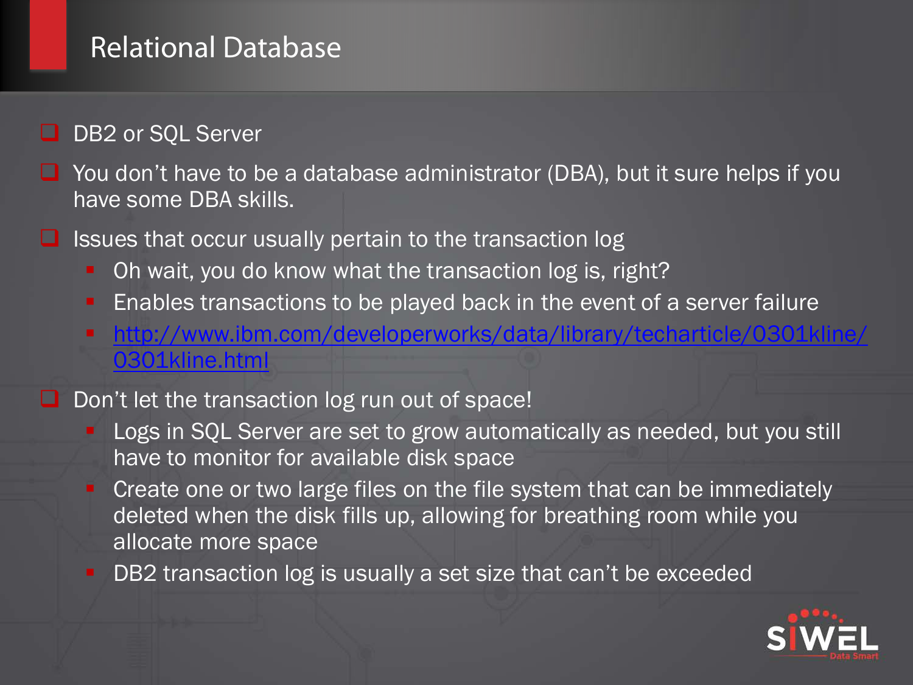# Relational Database

- DB2 or SQL Server
- You don't have to be a database administrator (DBA), but it sure helps if you have some DBA skills.
- Issues that occur usually pertain to the transaction log
  - Oh wait, you do know what the transaction log is, right?
  - Enables transactions to be played back in the event of a server failure
  - [http://www.ibm.com/developerworks/data/library/techarticle/0301kline/0301kline.html](http://www.ibm.com/developerworks/data/library/techarticle/0301kline/0301kline.html)
- Don't let the transaction log run out of space!
  - Logs in SQL Server are set to grow automatically as needed, but you still have to monitor for available disk space
  - Create one or two large files on the file system that can be immediately deleted when the disk fills up, allowing for breathing room while you allocate more space
  - DB2 transaction log is usually a set size that can't be exceeded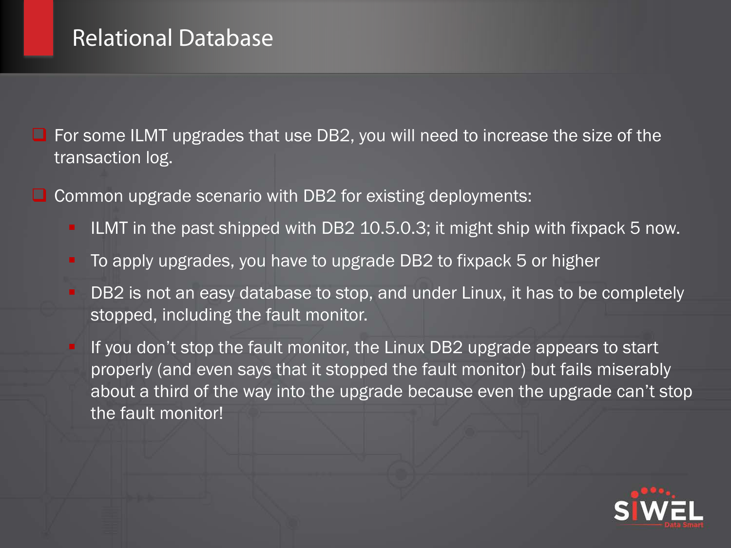# Relational Database

- For some ILMT upgrades that use DB2, you will need to increase the size of the transaction log.
- Common upgrade scenario with DB2 for existing deployments:
  - ILMT in the past shipped with DB2 10.5.0.3; it might ship with fixpack 5 now.
  - To apply upgrades, you have to upgrade DB2 to fixpack 5 or higher
  - DB2 is not an easy database to stop, and under Linux, it has to be completely stopped, including the fault monitor.
  - If you don't stop the fault monitor, the Linux DB2 upgrade appears to start properly (and even says that it stopped the fault monitor) but fails miserably about a third of the way into the upgrade because even the upgrade can't stop the fault monitor!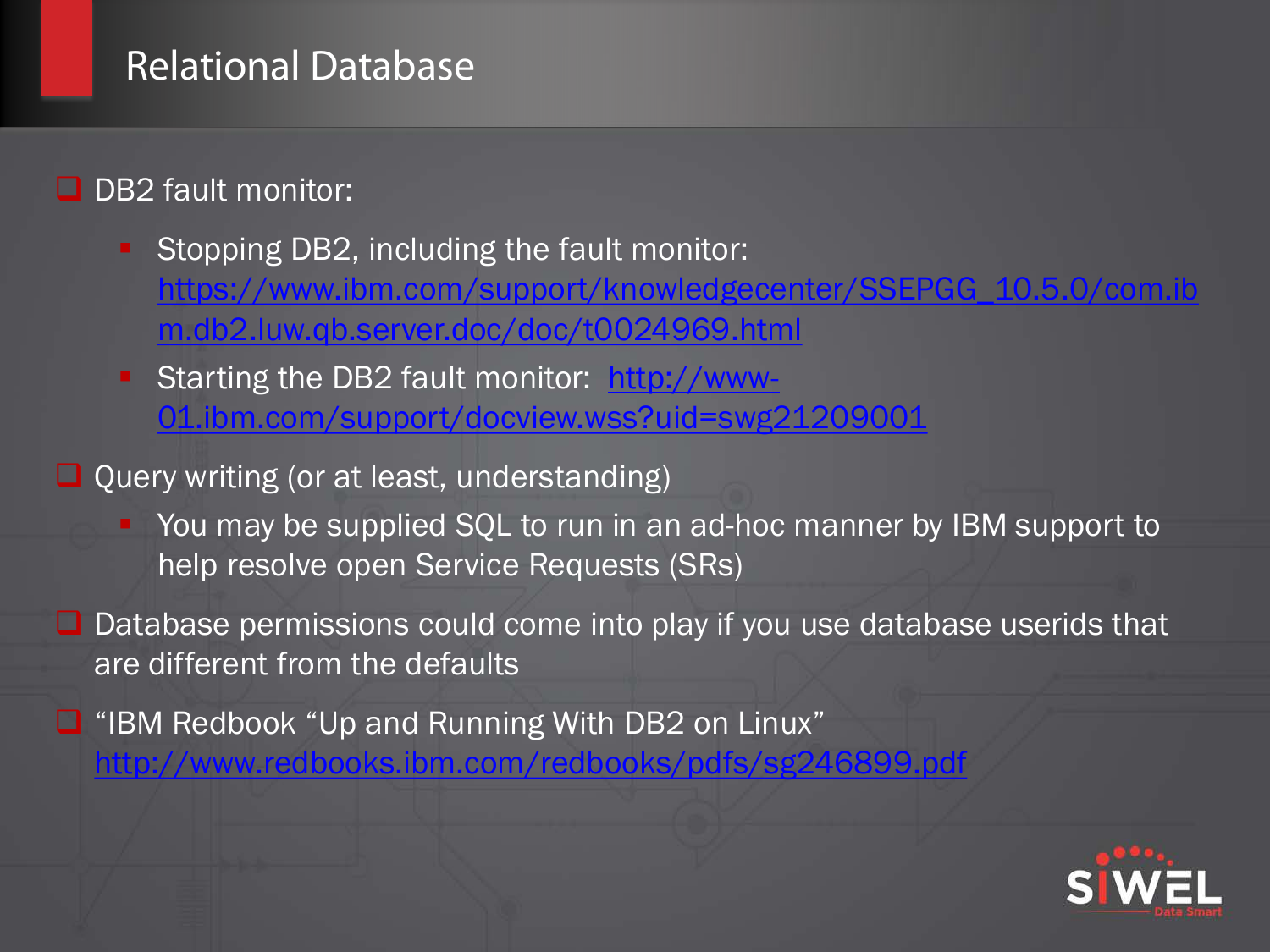# Relational Database

- DB2 fault monitor:
  - Stopping DB2, including the fault monitor: https://www.ibm.com/support/knowledgecenter/SSEPGG_10.5.0/com.ibm.db2.luw.qb.server.doc/doc/t0024969.html
  - Starting the DB2 fault monitor: http://www-01.ibm.com/support/docview.wss?uid=swg21209001
- Query writing (or at least, understanding)
  - You may be supplied SQL to run in an ad-hoc manner by IBM support to help resolve open Service Requests (SRs)
- Database permissions could come into play if you use database userids that are different from the defaults
- "IBM Redbook "Up and Running With DB2 on Linux" http://www.redbooks.ibm.com/redbooks/pdfs/sg246899.pdf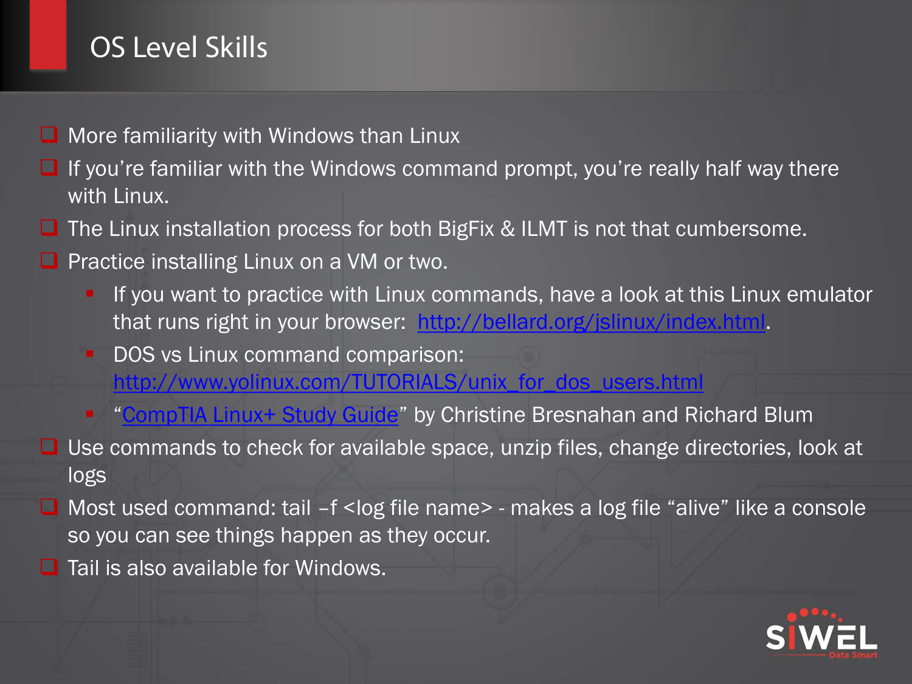# OS Level Skills

- More familiarity with Windows than Linux
- If you're familiar with the Windows command prompt, you're really half way there with Linux.
- The Linux installation process for both BigFix & ILMT is not that cumbersome.
- Practice installing Linux on a VM or two.
  - If you want to practice with Linux commands, have a look at this Linux emulator that runs right in your browser: [http://bellard.org/jslinux/index.html](http://bellard.org/jslinux/index.html).
  - DOS vs Linux command comparison: [http://www.yolinux.com/TUTORIALS/unix_for_dos_users.html](http://www.yolinux.com/TUTORIALS/unix_for_dos_users.html)
  - "CompTIA Linux+ Study Guide" by Christine Bresnahan and Richard Blum
- Use commands to check for available space, unzip files, change directories, look at logs
- Most used command: tail –f <log file name> - makes a log file "alive" like a console so you can see things happen as they occur.
- Tail is also available for Windows.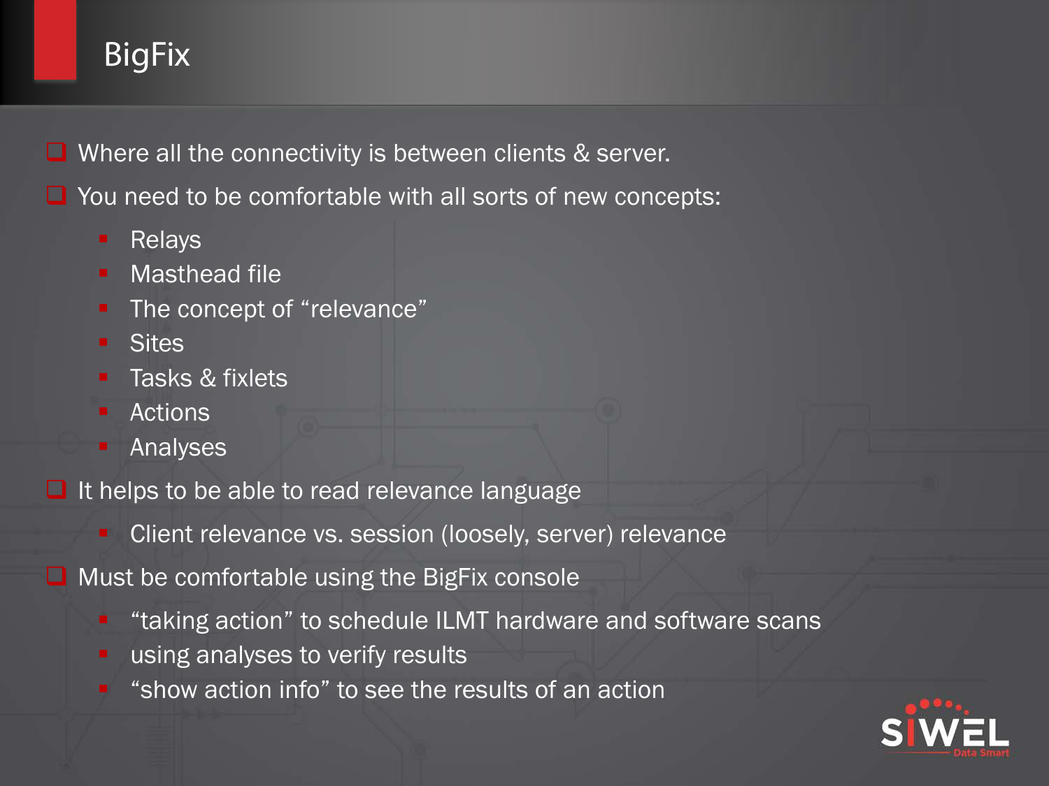# BigFix

- Where all the connectivity is between clients & server.
- You need to be comfortable with all sorts of new concepts:
  - Relays
  - Masthead file
  - The concept of “relevance”
  - Sites
  - Tasks & fixlets
  - Actions
  - Analyses
- It helps to be able to read relevance language
  - Client relevance vs. session (loosely, server) relevance
- Must be comfortable using the BigFix console
  - “taking action” to schedule ILMT hardware and software scans
  - using analyses to verify results
  - “show action info” to see the results of an action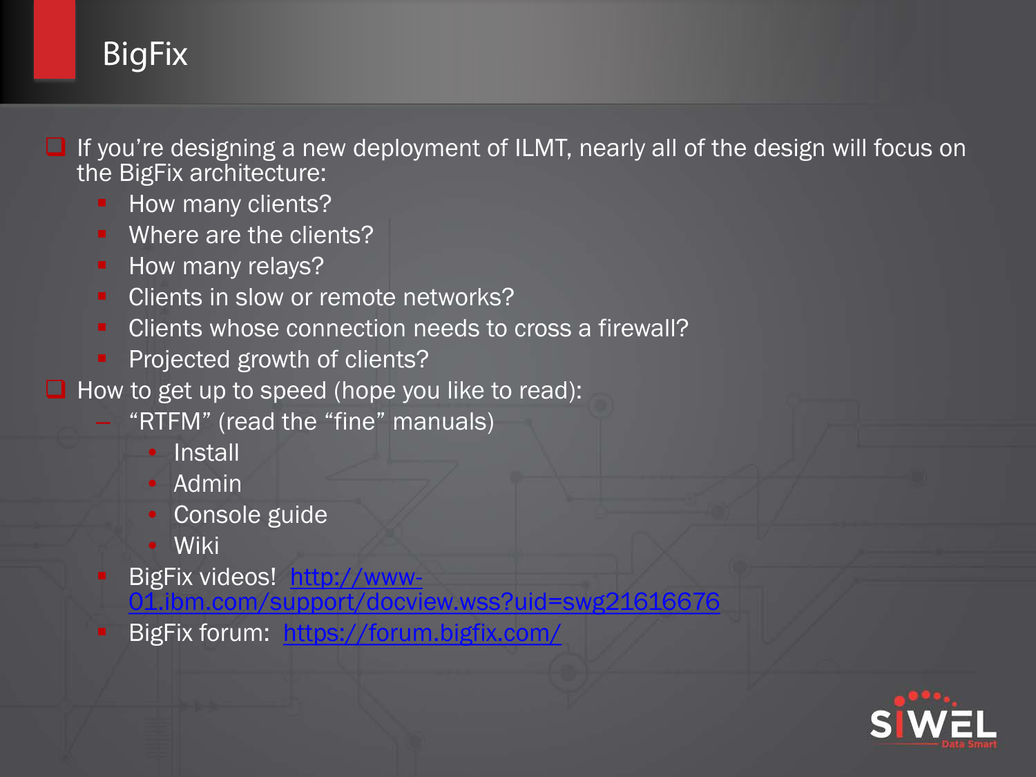# BigFix

- If you're designing a new deployment of ILMT, nearly all of the design will focus on the BigFix architecture:
  - How many clients?
  - Where are the clients?
  - How many relays?
  - Clients in slow or remote networks?
  - Clients whose connection needs to cross a firewall?
  - Projected growth of clients?
- How to get up to speed (hope you like to read):
  - "RTFM" (read the "fine" manuals)
    - Install
    - Admin
    - Console guide
    - Wiki
  - BigFix videos! [http://www-01.ibm.com/support/docview.wss?uid=swg21616676](http://www-01.ibm.com/support/docview.wss?uid=swg21616676)
  - BigFix forum: [https://forum.bigfix.com/](https://forum.bigfix.com/)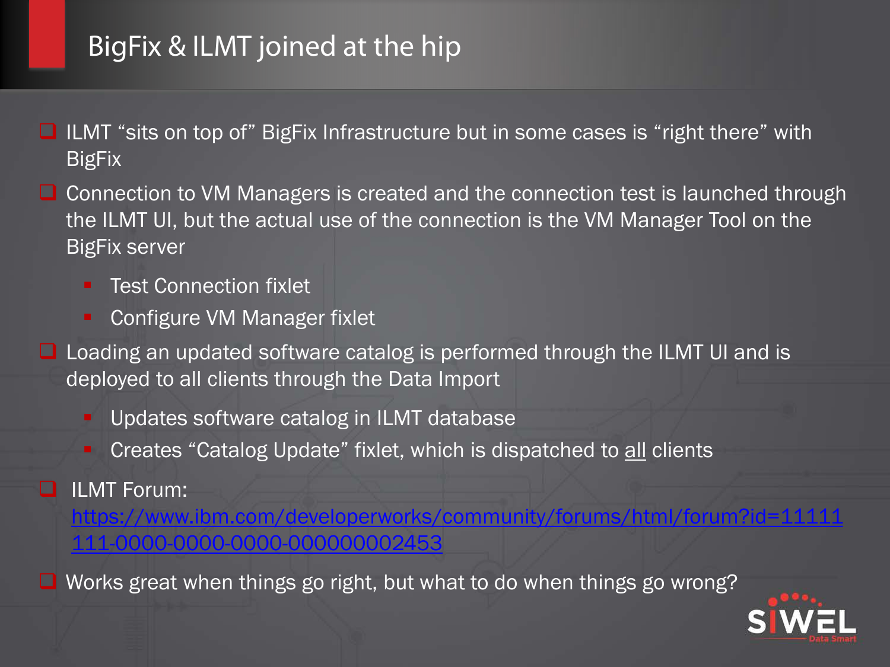# BigFix & ILMT joined at the hip

- ILMT "sits on top of" BigFix Infrastructure but in some cases is "right there" with BigFix
- Connection to VM Managers is created and the connection test is launched through the ILMT UI, but the actual use of the connection is the VM Manager Tool on the BigFix server
  - Test Connection fixlet
  - Configure VM Manager fixlet
- Loading an updated software catalog is performed through the ILMT UI and is deployed to all clients through the Data Import
  - Updates software catalog in ILMT database
  - Creates "Catalog Update" fixlet, which is dispatched to all clients
- ILMT Forum: [https://www.ibm.com/developerworks/community/forums/html/forum?id=11111111-0000-0000-0000-000000002453](https://www.ibm.com/developerworks/community/forums/html/forum?id=11111111-0000-0000-0000-000000002453)
- Works great when things go right, but what to do when things go wrong?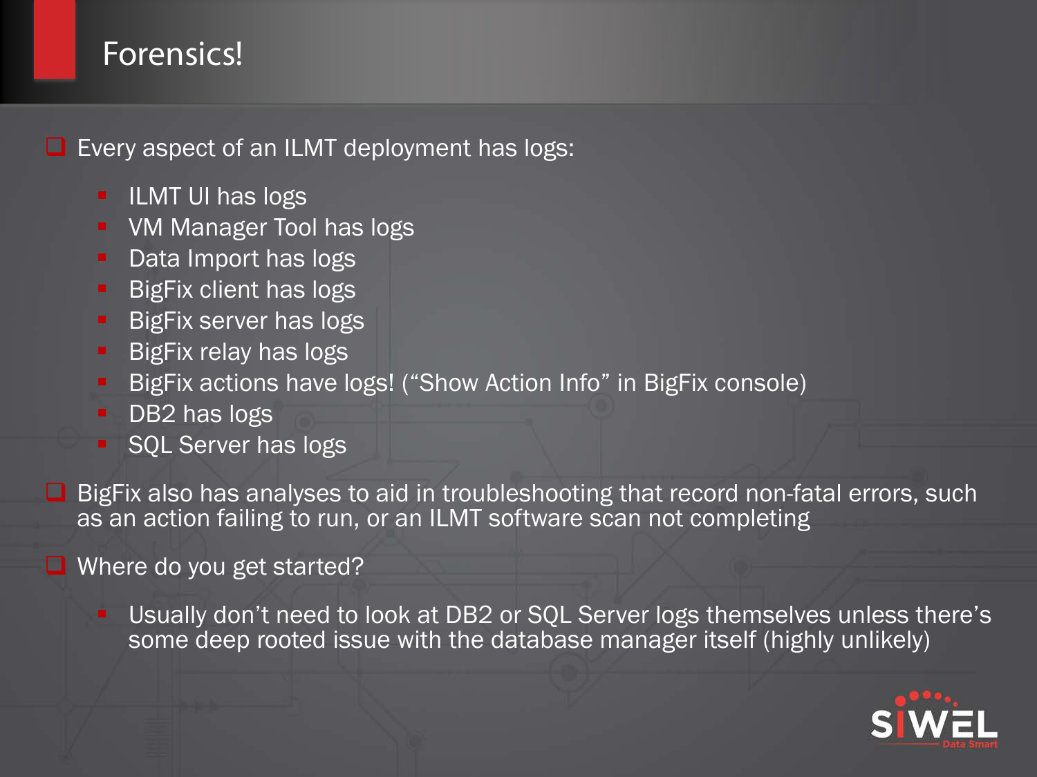# Forensics!

- Every aspect of an ILMT deployment has logs:
  - ILMT UI has logs
  - VM Manager Tool has logs
  - Data Import has logs
  - BigFix client has logs
  - BigFix server has logs
  - BigFix relay has logs
  - BigFix actions have logs! ("Show Action Info" in BigFix console)
  - DB2 has logs
  - SQL Server has logs
- BigFix also has analyses to aid in troubleshooting that record non-fatal errors, such as an action failing to run, or an ILMT software scan not completing
- Where do you get started?
  - Usually don't need to look at DB2 or SQL Server logs themselves unless there's some deep rooted issue with the database manager itself (highly unlikely)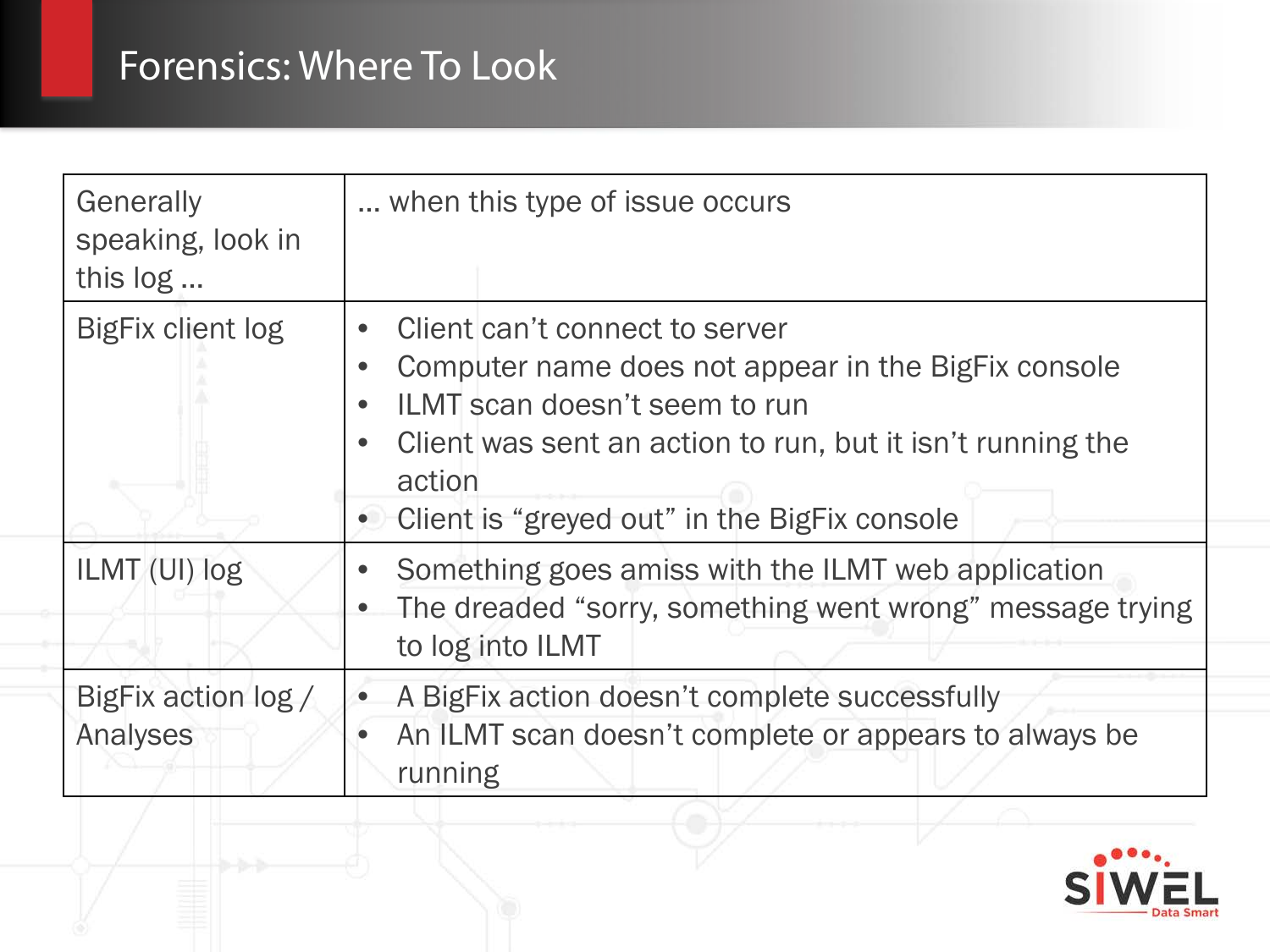# Forensics: Where To Look

| Generally speaking, look in this log … | … when this type of issue occurs |
| --- | --- |
| BigFix client log | • Client can't connect to server<br>• Computer name does not appear in the BigFix console<br>• ILMT scan doesn't seem to run<br>• Client was sent an action to run, but it isn't running the action<br>• Client is "greyed out" in the BigFix console |
| ILMT (UI) log | • Something goes amiss with the ILMT web application<br>• The dreaded "sorry, something went wrong" message trying to log into ILMT |
| BigFix action log / Analyses | • A BigFix action doesn't complete successfully<br>• An ILMT scan doesn't complete or appears to always be running |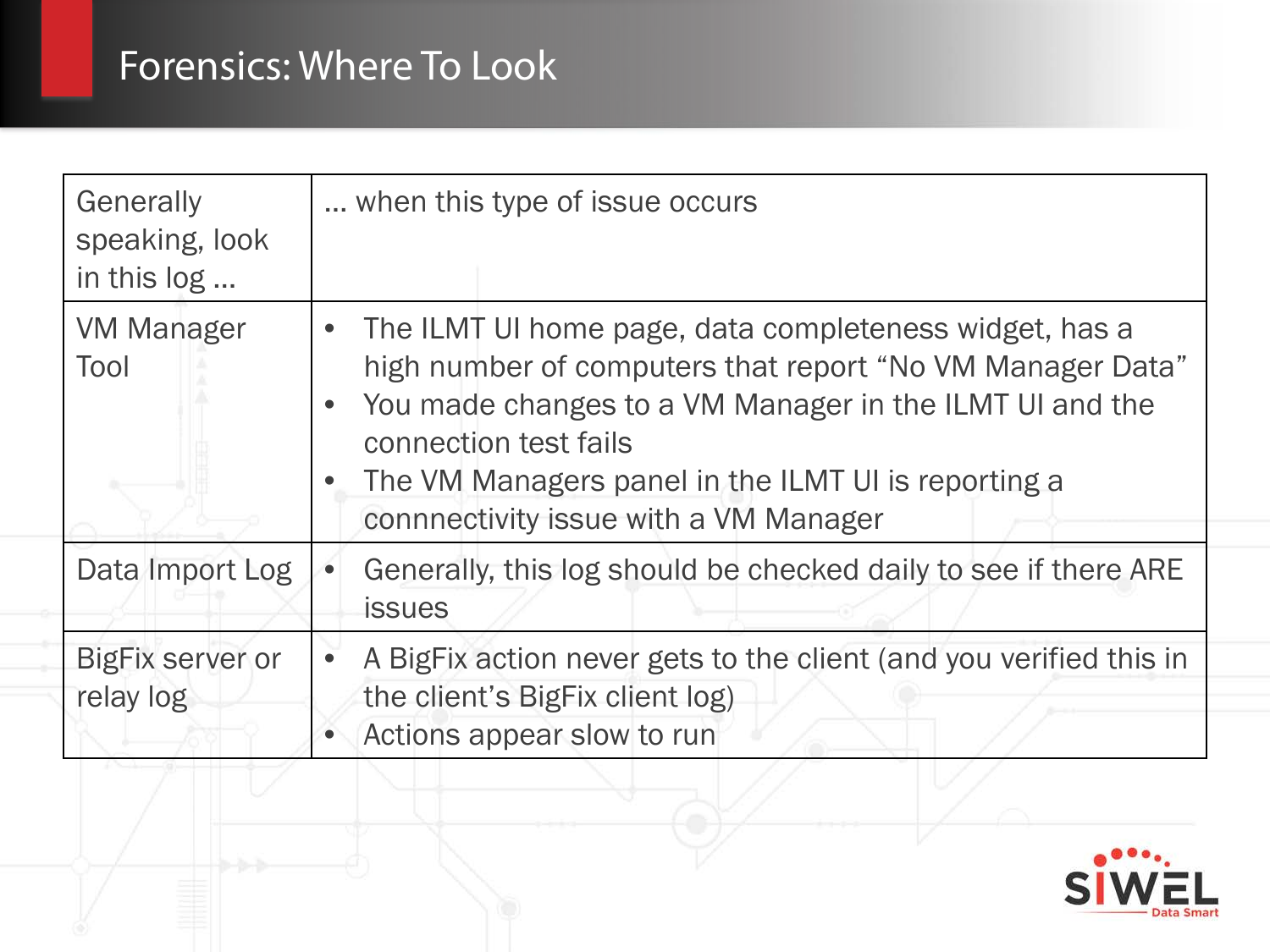# Forensics: Where To Look

| Generally speaking, look in this log … | … when this type of issue occurs |
|---|---|
| VM Manager Tool | • The ILMT UI home page, data completeness widget, has a high number of computers that report “No VM Manager Data”<br>• You made changes to a VM Manager in the ILMT UI and the connection test fails<br>• The VM Managers panel in the ILMT UI is reporting a connnectivity issue with a VM Manager |
| Data Import Log | • Generally, this log should be checked daily to see if there ARE issues |
| BigFix server or relay log | • A BigFix action never gets to the client (and you verified this in the client’s BigFix client log)<br>• Actions appear slow to run |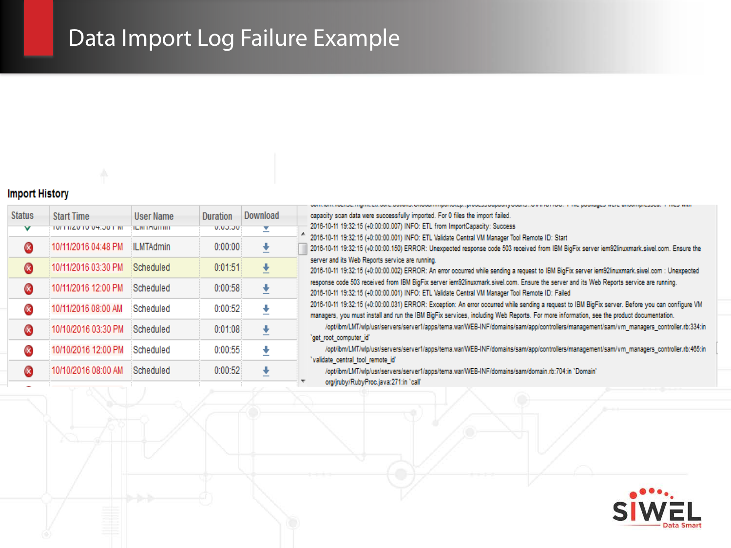# Data Import Log Failure Example

**Import History**

| Status | Start Time | User Name | Duration | Download |
|---|---|---|---|---|
| ✓ | 10/11/2016 04:50 PM | ILMTAdmin | 0:05:50 | ↓ |
| ⊗ | 10/11/2016 04:48 PM | ILMTAdmin | 0:00:00 | ↓ |
| ⊗ | 10/11/2016 03:30 PM | Scheduled | 0:01:51 | ↓ |
| ⊗ | 10/11/2016 12:00 PM | Scheduled | 0:00:58 | ↓ |
| ⊗ | 10/11/2016 08:00 AM | Scheduled | 0:00:52 | ↓ |
| ⊗ | 10/10/2016 03:30 PM | Scheduled | 0:01:08 | ↓ |
| ⊗ | 10/10/2016 12:00 PM | Scheduled | 0:00:55 | ↓ |
| ⊗ | 10/10/2016 08:00 AM | Scheduled | 0:00:52 | ↓ |

```
capacity scan data were successfully imported. For 0 files the import failed.
2016-10-11 19:32:15 (+0:00:00.007) INFO: ETL from ImportCapacity: Success
2016-10-11 19:32:15 (+0:00:00.001) INFO: ETL Validate Central VM Manager Tool Remote ID: Start
2016-10-11 19:32:15 (+0:00:00.150) ERROR: Unexpected response code 503 received from IBM BigFix server iem92linuxmark.siwel.com. Ensure the server and its Web Reports service are running.
2016-10-11 19:32:15 (+0:00:00.002) ERROR: An error occurred while sending a request to IBM BigFix server iem92linuxmark.siwel.com : Unexpected response code 503 received from IBM BigFix server iem92linuxmark.siwel.com. Ensure the server and its Web Reports service are running.
2016-10-11 19:32:15 (+0:00:00.001) INFO: ETL Validate Central VM Manager Tool Remote ID: Failed
2016-10-11 19:32:15 (+0:00:00.031) ERROR: Exception: An error occurred while sending a request to IBM BigFix server. Before you can configure VM managers, you must install and run the IBM BigFix services, including Web Reports. For more information, see the product documentation.
    /opt/ibm/LMT/wlp/usr/servers/server1/apps/tema.war/WEB-INF/domains/sam/app/controllers/management/sam/vm_managers_controller.rb:334:in `get_root_computer_id'
    /opt/ibm/LMT/wlp/usr/servers/server1/apps/tema.war/WEB-INF/domains/sam/app/controllers/management/sam/vm_managers_controller.rb:465:in `validate_central_tool_remote_id'
    /opt/ibm/LMT/wlp/usr/servers/server1/apps/tema.war/WEB-INF/domains/sam/domain.rb:704:in `Domain'
    org/jruby/RubyProc.java:271:in `call'
```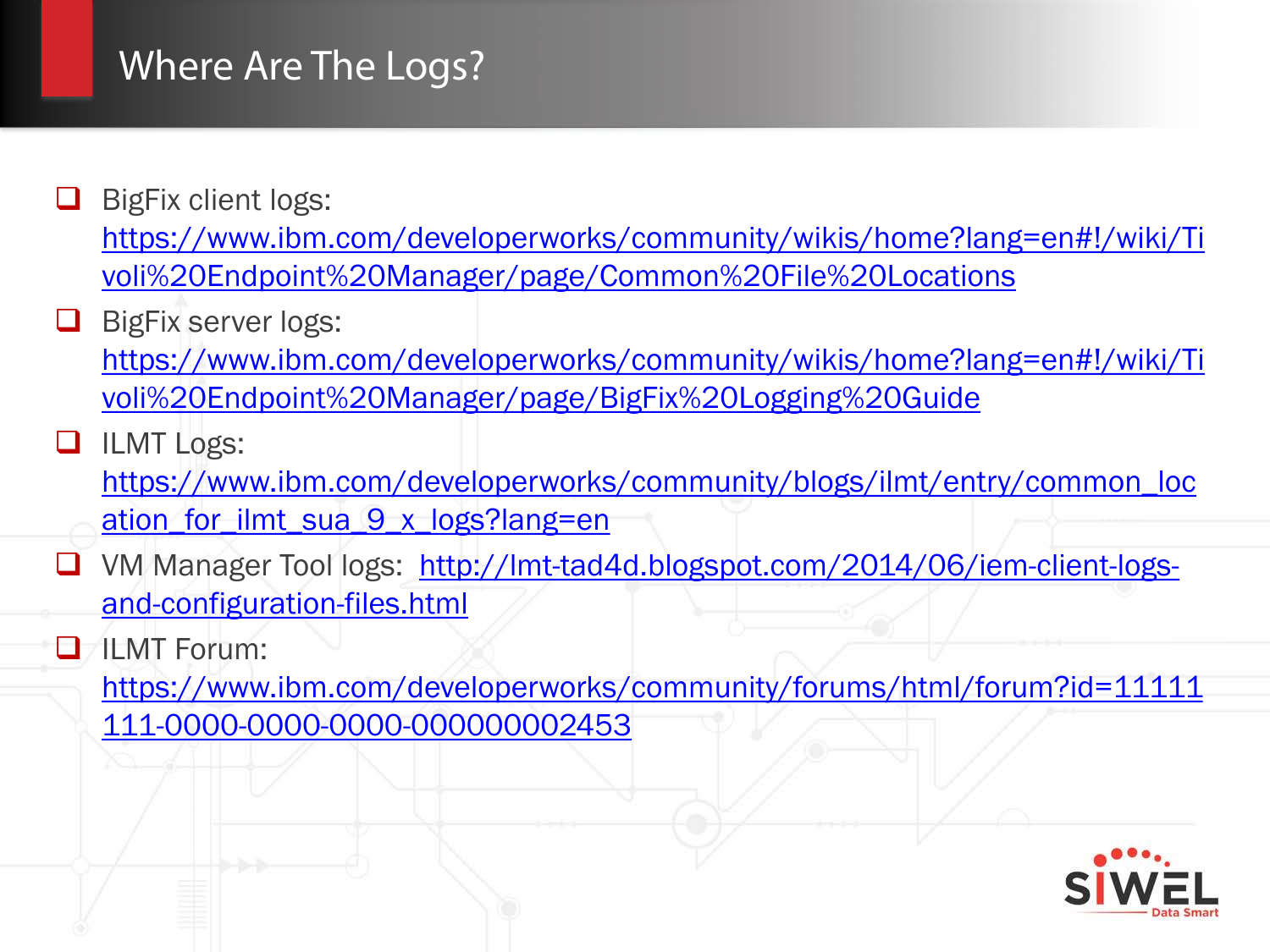# Where Are The Logs?

- BigFix client logs: https://www.ibm.com/developerworks/community/wikis/home?lang=en#!/wiki/Tivoli%20Endpoint%20Manager/page/Common%20File%20Locations
- BigFix server logs: https://www.ibm.com/developerworks/community/wikis/home?lang=en#!/wiki/Tivoli%20Endpoint%20Manager/page/BigFix%20Logging%20Guide
- ILMT Logs: https://www.ibm.com/developerworks/community/blogs/ilmt/entry/common_location_for_ilmt_sua_9_x_logs?lang=en
- VM Manager Tool logs: http://lmt-tad4d.blogspot.com/2014/06/iem-client-logs-and-configuration-files.html
- ILMT Forum: https://www.ibm.com/developerworks/community/forums/html/forum?id=11111111-0000-0000-0000-000000002453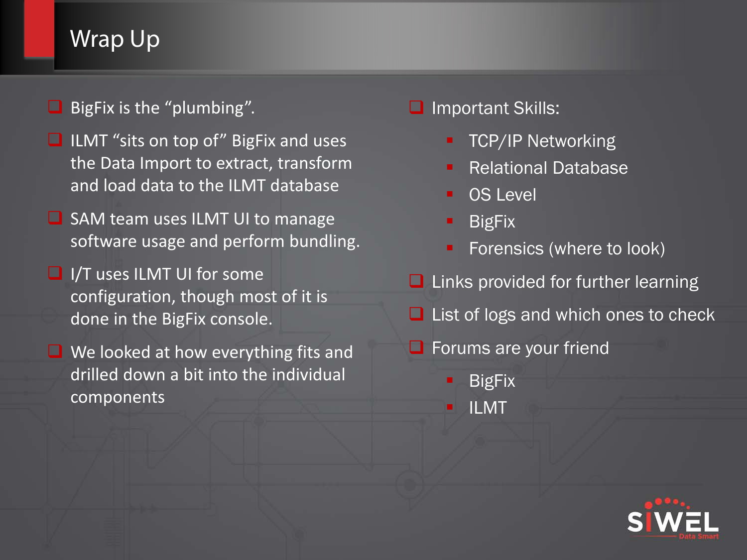# Wrap Up

- BigFix is the "plumbing".
- ILMT "sits on top of" BigFix and uses the Data Import to extract, transform and load data to the ILMT database
- SAM team uses ILMT UI to manage software usage and perform bundling.
- I/T uses ILMT UI for some configuration, though most of it is done in the BigFix console.
- We looked at how everything fits and drilled down a bit into the individual components

- Important Skills:
  - TCP/IP Networking
  - Relational Database
  - OS Level
  - BigFix
  - Forensics (where to look)
- Links provided for further learning
- List of logs and which ones to check
- Forums are your friend
  - BigFix
  - ILMT

SIWEL Data Smart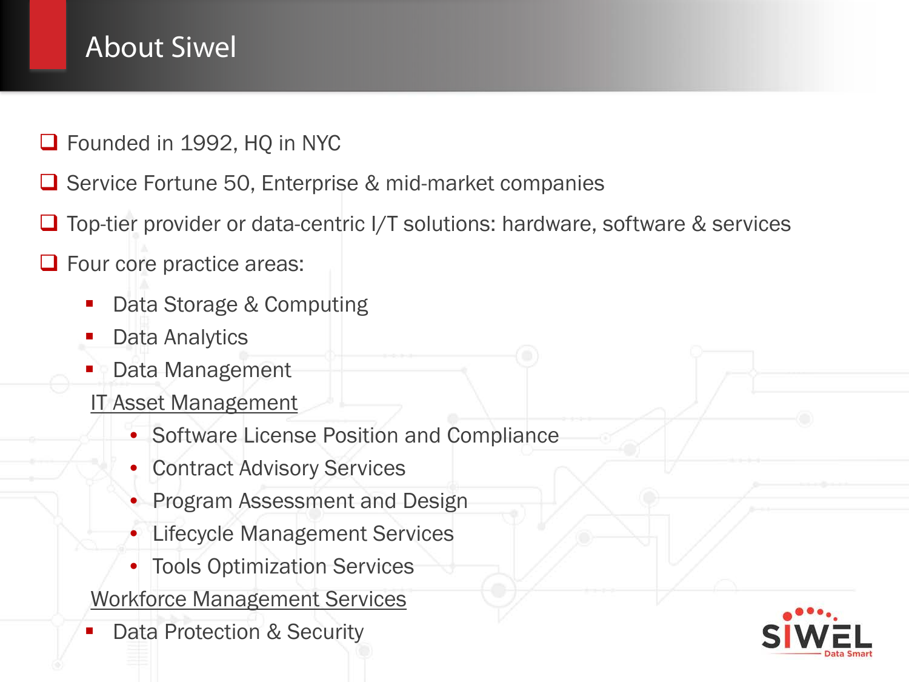# About Siwel

- Founded in 1992, HQ in NYC
- Service Fortune 50, Enterprise & mid-market companies
- Top-tier provider or data-centric I/T solutions: hardware, software & services
- Four core practice areas:
  - Data Storage & Computing
  - Data Analytics
  - Data Management

  IT Asset Management

    - Software License Position and Compliance
    - Contract Advisory Services
    - Program Assessment and Design
    - Lifecycle Management Services
    - Tools Optimization Services

  Workforce Management Services

  - Data Protection & Security

SIWEL Data Smart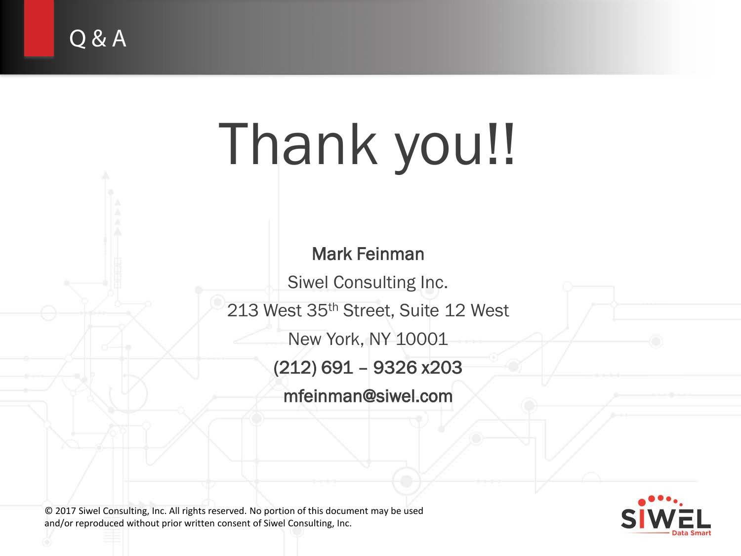# Q & A

# Thank you!!

**Mark Feinman**

Siwel Consulting Inc.

213 West 35th Street, Suite 12 West

New York, NY 10001

(212) 691 – 9326 x203

mfeinman@siwel.com

© 2017 Siwel Consulting, Inc. All rights reserved. No portion of this document may be used and/or reproduced without prior written consent of Siwel Consulting, Inc.

SIWEL Data Smart